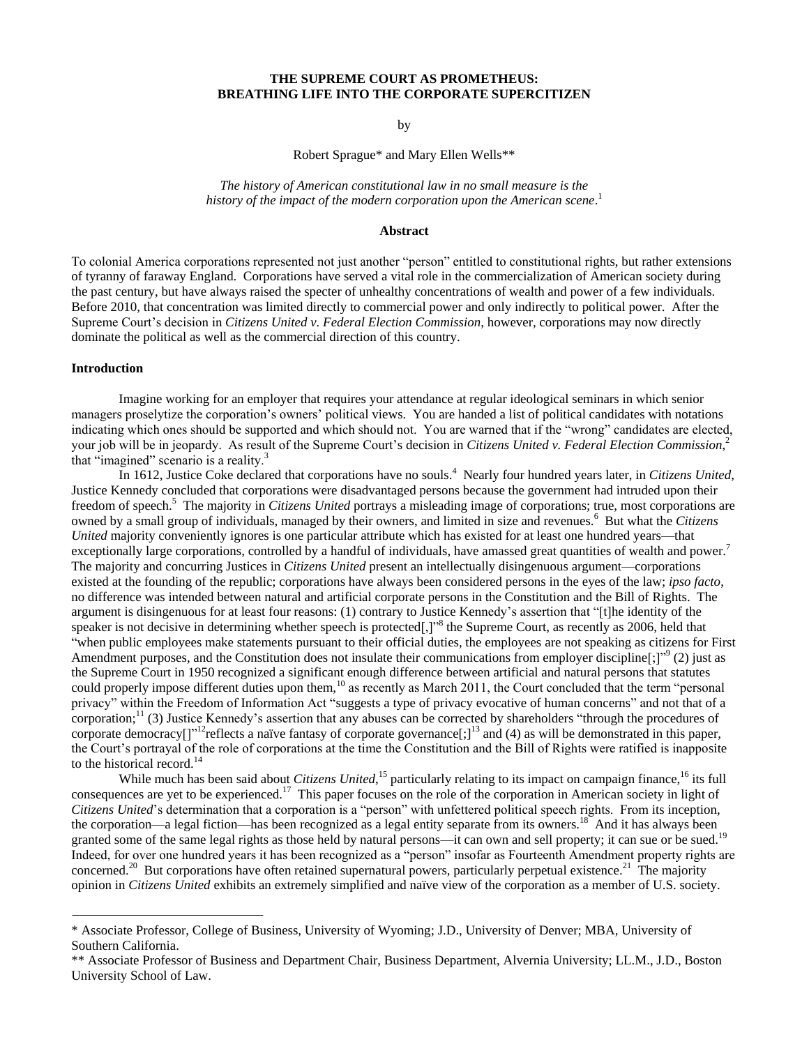# THE SUPREME COURT AS PROMETHEUS: BREATHING LIFE INTO THE CORPORATE SUPERCITIZEN

by

Robert Sprague* and Mary Ellen Wells**

*The history of American constitutional law in no small measure is the history of the impact of the modern corporation upon the American scene*.[1]

## Abstract

To colonial America corporations represented not just another "person" entitled to constitutional rights, but rather extensions of tyranny of faraway England. Corporations have served a vital role in the commercialization of American society during the past century, but have always raised the specter of unhealthy concentrations of wealth and power of a few individuals. Before 2010, that concentration was limited directly to commercial power and only indirectly to political power. After the Supreme Court's decision in *Citizens United v. Federal Election Commission*, however, corporations may now directly dominate the political as well as the commercial direction of this country.

## Introduction

Imagine working for an employer that requires your attendance at regular ideological seminars in which senior managers proselytize the corporation's owners' political views. You are handed a list of political candidates with notations indicating which ones should be supported and which should not. You are warned that if the "wrong" candidates are elected, your job will be in jeopardy. As result of the Supreme Court's decision in *Citizens United v. Federal Election Commission*,[2] that "imagined" scenario is a reality.[3]

In 1612, Justice Coke declared that corporations have no souls.[4] Nearly four hundred years later, in *Citizens United*, Justice Kennedy concluded that corporations were disadvantaged persons because the government had intruded upon their freedom of speech.[5] The majority in *Citizens United* portrays a misleading image of corporations; true, most corporations are owned by a small group of individuals, managed by their owners, and limited in size and revenues.[6] But what the *Citizens United* majority conveniently ignores is one particular attribute which has existed for at least one hundred years—that exceptionally large corporations, controlled by a handful of individuals, have amassed great quantities of wealth and power.[7] The majority and concurring Justices in *Citizens United* present an intellectually disingenuous argument—corporations existed at the founding of the republic; corporations have always been considered persons in the eyes of the law; *ipso facto*, no difference was intended between natural and artificial corporate persons in the Constitution and the Bill of Rights. The argument is disingenuous for at least four reasons: (1) contrary to Justice Kennedy's assertion that "[t]he identity of the speaker is not decisive in determining whether speech is protected[,]"[8] the Supreme Court, as recently as 2006, held that "when public employees make statements pursuant to their official duties, the employees are not speaking as citizens for First Amendment purposes, and the Constitution does not insulate their communications from employer discipline[;]"[9] (2) just as the Supreme Court in 1950 recognized a significant enough difference between artificial and natural persons that statutes could properly impose different duties upon them,[10] as recently as March 2011, the Court concluded that the term "personal privacy" within the Freedom of Information Act "suggests a type of privacy evocative of human concerns" and not that of a corporation;[11] (3) Justice Kennedy's assertion that any abuses can be corrected by shareholders "through the procedures of corporate democracy[]"[12]reflects a naïve fantasy of corporate governance[;][13] and (4) as will be demonstrated in this paper, the Court's portrayal of the role of corporations at the time the Constitution and the Bill of Rights were ratified is inapposite to the historical record.[14]

While much has been said about *Citizens United*,[15] particularly relating to its impact on campaign finance,[16] its full consequences are yet to be experienced.[17] This paper focuses on the role of the corporation in American society in light of *Citizens United*'s determination that a corporation is a "person" with unfettered political speech rights. From its inception, the corporation—a legal fiction—has been recognized as a legal entity separate from its owners.[18] And it has always been granted some of the same legal rights as those held by natural persons—it can own and sell property; it can sue or be sued.[19] Indeed, for over one hundred years it has been recognized as a "person" insofar as Fourteenth Amendment property rights are concerned.[20] But corporations have often retained supernatural powers, particularly perpetual existence.[21] The majority opinion in *Citizens United* exhibits an extremely simplified and naïve view of the corporation as a member of U.S. society.

---

\* Associate Professor, College of Business, University of Wyoming; J.D., University of Denver; MBA, University of Southern California.

\** Associate Professor of Business and Department Chair, Business Department, Alvernia University; LL.M., J.D., Boston University School of Law.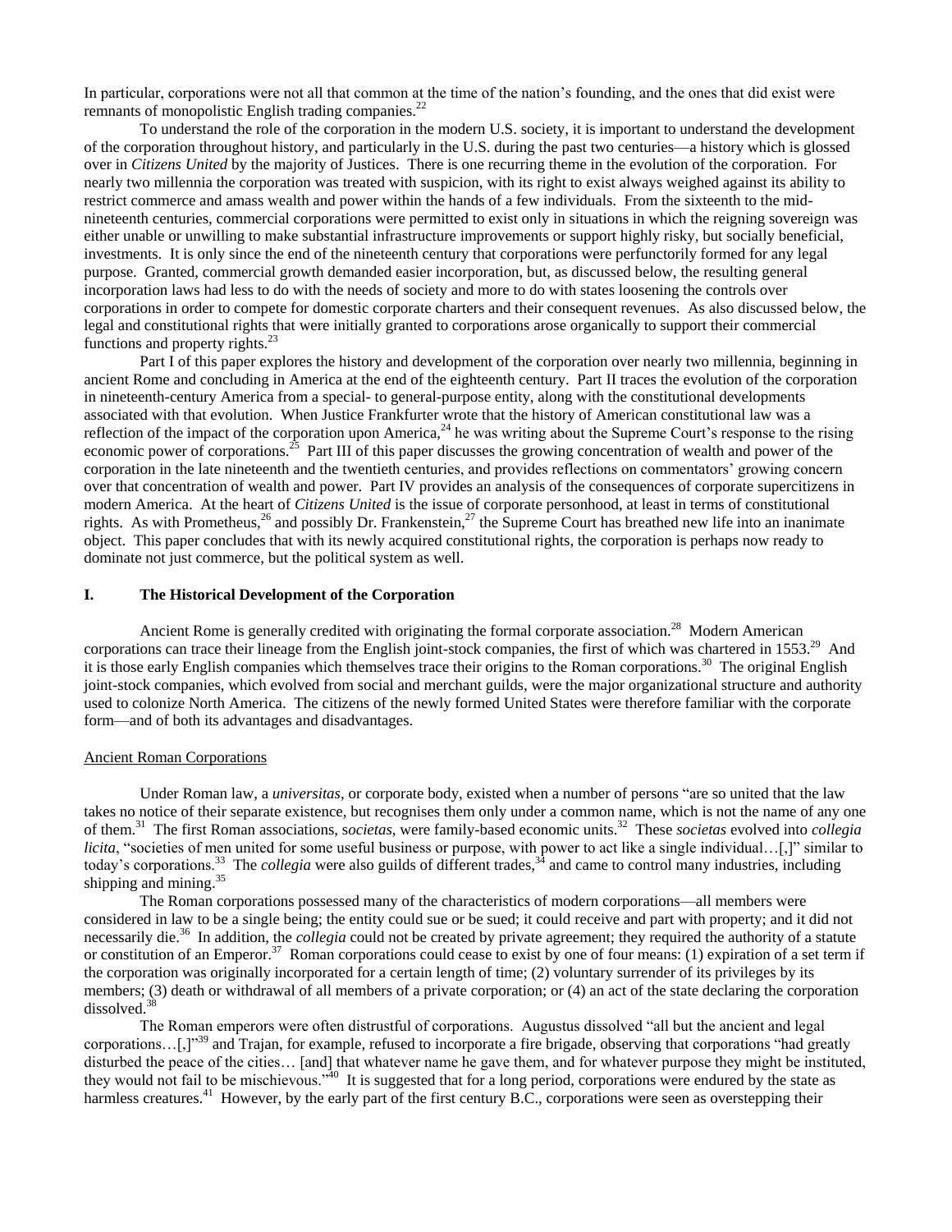In particular, corporations were not all that common at the time of the nation's founding, and the ones that did exist were remnants of monopolistic English trading companies.[22]

To understand the role of the corporation in the modern U.S. society, it is important to understand the development of the corporation throughout history, and particularly in the U.S. during the past two centuries—a history which is glossed over in *Citizens United* by the majority of Justices. There is one recurring theme in the evolution of the corporation. For nearly two millennia the corporation was treated with suspicion, with its right to exist always weighed against its ability to restrict commerce and amass wealth and power within the hands of a few individuals. From the sixteenth to the mid-nineteenth centuries, commercial corporations were permitted to exist only in situations in which the reigning sovereign was either unable or unwilling to make substantial infrastructure improvements or support highly risky, but socially beneficial, investments. It is only since the end of the nineteenth century that corporations were perfunctorily formed for any legal purpose. Granted, commercial growth demanded easier incorporation, but, as discussed below, the resulting general incorporation laws had less to do with the needs of society and more to do with states loosening the controls over corporations in order to compete for domestic corporate charters and their consequent revenues. As also discussed below, the legal and constitutional rights that were initially granted to corporations arose organically to support their commercial functions and property rights.[23]

Part I of this paper explores the history and development of the corporation over nearly two millennia, beginning in ancient Rome and concluding in America at the end of the eighteenth century. Part II traces the evolution of the corporation in nineteenth-century America from a special- to general-purpose entity, along with the constitutional developments associated with that evolution. When Justice Frankfurter wrote that the history of American constitutional law was a reflection of the impact of the corporation upon America,[24] he was writing about the Supreme Court's response to the rising economic power of corporations.[25] Part III of this paper discusses the growing concentration of wealth and power of the corporation in the late nineteenth and the twentieth centuries, and provides reflections on commentators' growing concern over that concentration of wealth and power. Part IV provides an analysis of the consequences of corporate supercitizens in modern America. At the heart of *Citizens United* is the issue of corporate personhood, at least in terms of constitutional rights. As with Prometheus,[26] and possibly Dr. Frankenstein,[27] the Supreme Court has breathed new life into an inanimate object. This paper concludes that with its newly acquired constitutional rights, the corporation is perhaps now ready to dominate not just commerce, but the political system as well.

## I. The Historical Development of the Corporation

Ancient Rome is generally credited with originating the formal corporate association.[28] Modern American corporations can trace their lineage from the English joint-stock companies, the first of which was chartered in 1553.[29] And it is those early English companies which themselves trace their origins to the Roman corporations.[30] The original English joint-stock companies, which evolved from social and merchant guilds, were the major organizational structure and authority used to colonize North America. The citizens of the newly formed United States were therefore familiar with the corporate form—and of both its advantages and disadvantages.

### Ancient Roman Corporations

Under Roman law, a *universitas*, or corporate body, existed when a number of persons "are so united that the law takes no notice of their separate existence, but recognises them only under a common name, which is not the name of any one of them.[31] The first Roman associations, *societas*, were family-based economic units.[32] These *societas* evolved into *collegia licita*, "societies of men united for some useful business or purpose, with power to act like a single individual…[,]" similar to today's corporations.[33] The *collegia* were also guilds of different trades,[34] and came to control many industries, including shipping and mining.[35]

The Roman corporations possessed many of the characteristics of modern corporations—all members were considered in law to be a single being; the entity could sue or be sued; it could receive and part with property; and it did not necessarily die.[36] In addition, the *collegia* could not be created by private agreement; they required the authority of a statute or constitution of an Emperor.[37] Roman corporations could cease to exist by one of four means: (1) expiration of a set term if the corporation was originally incorporated for a certain length of time; (2) voluntary surrender of its privileges by its members; (3) death or withdrawal of all members of a private corporation; or (4) an act of the state declaring the corporation dissolved.[38]

The Roman emperors were often distrustful of corporations. Augustus dissolved "all but the ancient and legal corporations…[,]"[39] and Trajan, for example, refused to incorporate a fire brigade, observing that corporations "had greatly disturbed the peace of the cities… [and] that whatever name he gave them, and for whatever purpose they might be instituted, they would not fail to be mischievous."[40] It is suggested that for a long period, corporations were endured by the state as harmless creatures.[41] However, by the early part of the first century B.C., corporations were seen as overstepping their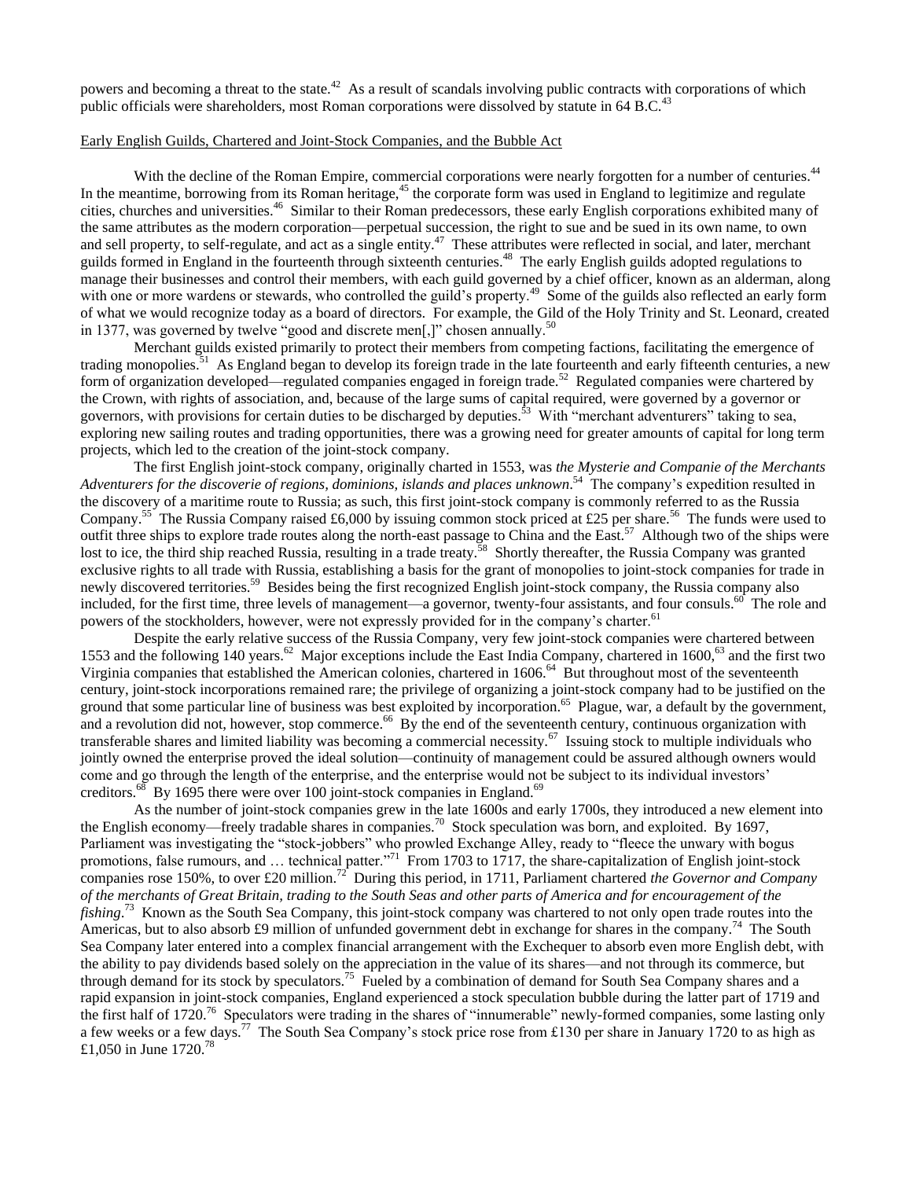powers and becoming a threat to the state.[42] As a result of scandals involving public contracts with corporations of which public officials were shareholders, most Roman corporations were dissolved by statute in 64 B.C.[43]

Early English Guilds, Chartered and Joint-Stock Companies, and the Bubble Act

With the decline of the Roman Empire, commercial corporations were nearly forgotten for a number of centuries.[44] In the meantime, borrowing from its Roman heritage,[45] the corporate form was used in England to legitimize and regulate cities, churches and universities.[46] Similar to their Roman predecessors, these early English corporations exhibited many of the same attributes as the modern corporation—perpetual succession, the right to sue and be sued in its own name, to own and sell property, to self-regulate, and act as a single entity.[47] These attributes were reflected in social, and later, merchant guilds formed in England in the fourteenth through sixteenth centuries.[48] The early English guilds adopted regulations to manage their businesses and control their members, with each guild governed by a chief officer, known as an alderman, along with one or more wardens or stewards, who controlled the guild's property.[49] Some of the guilds also reflected an early form of what we would recognize today as a board of directors. For example, the Gild of the Holy Trinity and St. Leonard, created in 1377, was governed by twelve "good and discrete men[,]" chosen annually.[50]

Merchant guilds existed primarily to protect their members from competing factions, facilitating the emergence of trading monopolies.[51] As England began to develop its foreign trade in the late fourteenth and early fifteenth centuries, a new form of organization developed—regulated companies engaged in foreign trade.[52] Regulated companies were chartered by the Crown, with rights of association, and, because of the large sums of capital required, were governed by a governor or governors, with provisions for certain duties to be discharged by deputies.[53] With "merchant adventurers" taking to sea, exploring new sailing routes and trading opportunities, there was a growing need for greater amounts of capital for long term projects, which led to the creation of the joint-stock company.

The first English joint-stock company, originally charted in 1553, was *the Mysterie and Companie of the Merchants Adventurers for the discoverie of regions, dominions, islands and places unknown*.[54] The company's expedition resulted in the discovery of a maritime route to Russia; as such, this first joint-stock company is commonly referred to as the Russia Company.[55] The Russia Company raised £6,000 by issuing common stock priced at £25 per share.[56] The funds were used to outfit three ships to explore trade routes along the north-east passage to China and the East.[57] Although two of the ships were lost to ice, the third ship reached Russia, resulting in a trade treaty.[58] Shortly thereafter, the Russia Company was granted exclusive rights to all trade with Russia, establishing a basis for the grant of monopolies to joint-stock companies for trade in newly discovered territories.[59] Besides being the first recognized English joint-stock company, the Russia company also included, for the first time, three levels of management—a governor, twenty-four assistants, and four consuls.[60] The role and powers of the stockholders, however, were not expressly provided for in the company's charter.[61]

Despite the early relative success of the Russia Company, very few joint-stock companies were chartered between 1553 and the following 140 years.[62] Major exceptions include the East India Company, chartered in 1600,[63] and the first two Virginia companies that established the American colonies, chartered in 1606.[64] But throughout most of the seventeenth century, joint-stock incorporations remained rare; the privilege of organizing a joint-stock company had to be justified on the ground that some particular line of business was best exploited by incorporation.[65] Plague, war, a default by the government, and a revolution did not, however, stop commerce.[66] By the end of the seventeenth century, continuous organization with transferable shares and limited liability was becoming a commercial necessity.[67] Issuing stock to multiple individuals who jointly owned the enterprise proved the ideal solution—continuity of management could be assured although owners would come and go through the length of the enterprise, and the enterprise would not be subject to its individual investors' creditors.[68] By 1695 there were over 100 joint-stock companies in England.[69]

As the number of joint-stock companies grew in the late 1600s and early 1700s, they introduced a new element into the English economy—freely tradable shares in companies.[70] Stock speculation was born, and exploited. By 1697, Parliament was investigating the "stock-jobbers" who prowled Exchange Alley, ready to "fleece the unwary with bogus promotions, false rumours, and … technical patter."[71] From 1703 to 1717, the share-capitalization of English joint-stock companies rose 150%, to over £20 million.[72] During this period, in 1711, Parliament chartered *the Governor and Company of the merchants of Great Britain, trading to the South Seas and other parts of America and for encouragement of the fishing*.[73] Known as the South Sea Company, this joint-stock company was chartered to not only open trade routes into the Americas, but to also absorb £9 million of unfunded government debt in exchange for shares in the company.[74] The South Sea Company later entered into a complex financial arrangement with the Exchequer to absorb even more English debt, with the ability to pay dividends based solely on the appreciation in the value of its shares—and not through its commerce, but through demand for its stock by speculators.[75] Fueled by a combination of demand for South Sea Company shares and a rapid expansion in joint-stock companies, England experienced a stock speculation bubble during the latter part of 1719 and the first half of 1720.[76] Speculators were trading in the shares of "innumerable" newly-formed companies, some lasting only a few weeks or a few days.[77] The South Sea Company's stock price rose from £130 per share in January 1720 to as high as £1,050 in June 1720.[78]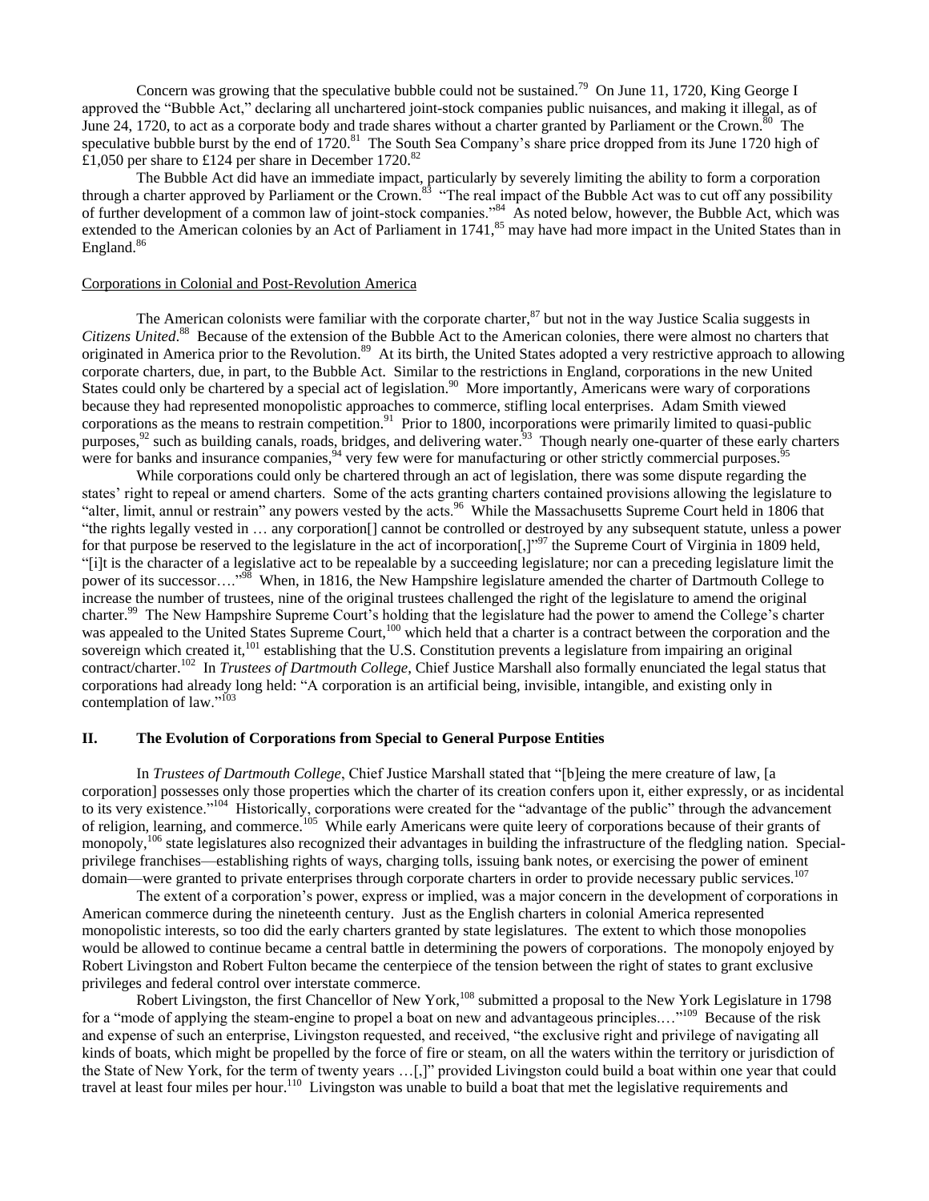Concern was growing that the speculative bubble could not be sustained.[79] On June 11, 1720, King George I approved the "Bubble Act," declaring all unchartered joint-stock companies public nuisances, and making it illegal, as of June 24, 1720, to act as a corporate body and trade shares without a charter granted by Parliament or the Crown.[80] The speculative bubble burst by the end of 1720.[81] The South Sea Company's share price dropped from its June 1720 high of £1,050 per share to £124 per share in December 1720.[82]

The Bubble Act did have an immediate impact, particularly by severely limiting the ability to form a corporation through a charter approved by Parliament or the Crown.[83] "The real impact of the Bubble Act was to cut off any possibility of further development of a common law of joint-stock companies."[84] As noted below, however, the Bubble Act, which was extended to the American colonies by an Act of Parliament in 1741,[85] may have had more impact in the United States than in England.[86]

Corporations in Colonial and Post-Revolution America

The American colonists were familiar with the corporate charter,[87] but not in the way Justice Scalia suggests in *Citizens United*.[88] Because of the extension of the Bubble Act to the American colonies, there were almost no charters that originated in America prior to the Revolution.[89] At its birth, the United States adopted a very restrictive approach to allowing corporate charters, due, in part, to the Bubble Act. Similar to the restrictions in England, corporations in the new United States could only be chartered by a special act of legislation.[90] More importantly, Americans were wary of corporations because they had represented monopolistic approaches to commerce, stifling local enterprises. Adam Smith viewed corporations as the means to restrain competition.[91] Prior to 1800, incorporations were primarily limited to quasi-public purposes,[92] such as building canals, roads, bridges, and delivering water.[93] Though nearly one-quarter of these early charters were for banks and insurance companies,[94] very few were for manufacturing or other strictly commercial purposes.[95]

While corporations could only be chartered through an act of legislation, there was some dispute regarding the states' right to repeal or amend charters. Some of the acts granting charters contained provisions allowing the legislature to "alter, limit, annul or restrain" any powers vested by the acts.[96] While the Massachusetts Supreme Court held in 1806 that "the rights legally vested in … any corporation[] cannot be controlled or destroyed by any subsequent statute, unless a power for that purpose be reserved to the legislature in the act of incorporation[,]"[97] the Supreme Court of Virginia in 1809 held, "[i]t is the character of a legislative act to be repealable by a succeeding legislature; nor can a preceding legislature limit the power of its successor…."[98] When, in 1816, the New Hampshire legislature amended the charter of Dartmouth College to increase the number of trustees, nine of the original trustees challenged the right of the legislature to amend the original charter.[99] The New Hampshire Supreme Court's holding that the legislature had the power to amend the College's charter was appealed to the United States Supreme Court,[100] which held that a charter is a contract between the corporation and the sovereign which created it,[101] establishing that the U.S. Constitution prevents a legislature from impairing an original contract/charter.[102] In *Trustees of Dartmouth College*, Chief Justice Marshall also formally enunciated the legal status that corporations had already long held: "A corporation is an artificial being, invisible, intangible, and existing only in contemplation of law."[103]

## II. The Evolution of Corporations from Special to General Purpose Entities

In *Trustees of Dartmouth College*, Chief Justice Marshall stated that "[b]eing the mere creature of law, [a corporation] possesses only those properties which the charter of its creation confers upon it, either expressly, or as incidental to its very existence."[104] Historically, corporations were created for the "advantage of the public" through the advancement of religion, learning, and commerce.[105] While early Americans were quite leery of corporations because of their grants of monopoly,[106] state legislatures also recognized their advantages in building the infrastructure of the fledgling nation. Special-privilege franchises—establishing rights of ways, charging tolls, issuing bank notes, or exercising the power of eminent domain—were granted to private enterprises through corporate charters in order to provide necessary public services.[107]

The extent of a corporation's power, express or implied, was a major concern in the development of corporations in American commerce during the nineteenth century. Just as the English charters in colonial America represented monopolistic interests, so too did the early charters granted by state legislatures. The extent to which those monopolies would be allowed to continue became a central battle in determining the powers of corporations. The monopoly enjoyed by Robert Livingston and Robert Fulton became the centerpiece of the tension between the right of states to grant exclusive privileges and federal control over interstate commerce.

Robert Livingston, the first Chancellor of New York,[108] submitted a proposal to the New York Legislature in 1798 for a "mode of applying the steam-engine to propel a boat on new and advantageous principles.…"[109] Because of the risk and expense of such an enterprise, Livingston requested, and received, "the exclusive right and privilege of navigating all kinds of boats, which might be propelled by the force of fire or steam, on all the waters within the territory or jurisdiction of the State of New York, for the term of twenty years …[,]" provided Livingston could build a boat within one year that could travel at least four miles per hour.[110] Livingston was unable to build a boat that met the legislative requirements and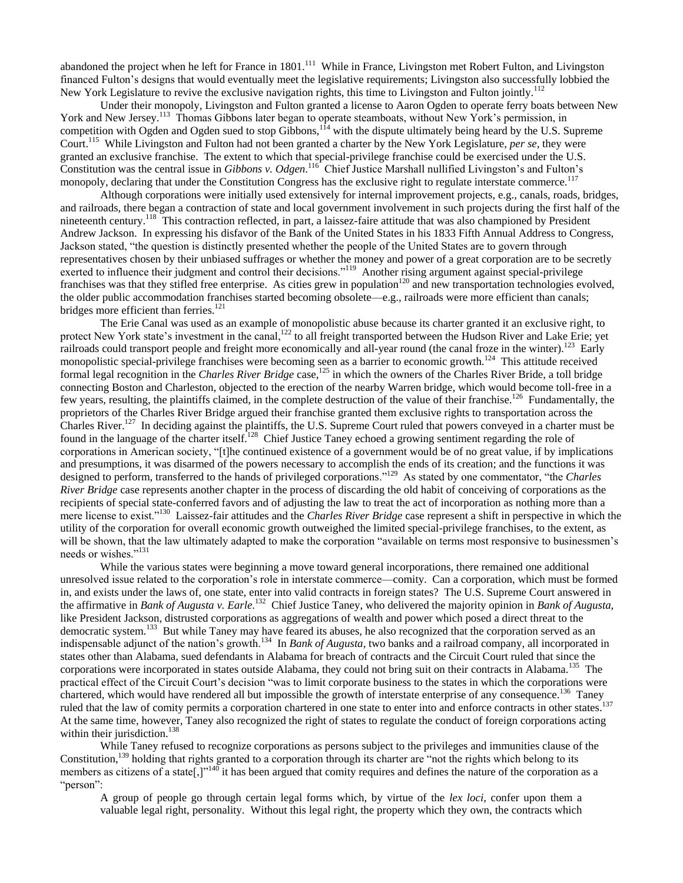abandoned the project when he left for France in 1801.[111] While in France, Livingston met Robert Fulton, and Livingston financed Fulton's designs that would eventually meet the legislative requirements; Livingston also successfully lobbied the New York Legislature to revive the exclusive navigation rights, this time to Livingston and Fulton jointly.[112]

Under their monopoly, Livingston and Fulton granted a license to Aaron Ogden to operate ferry boats between New York and New Jersey.[113] Thomas Gibbons later began to operate steamboats, without New York's permission, in competition with Ogden and Ogden sued to stop Gibbons,[114] with the dispute ultimately being heard by the U.S. Supreme Court.[115] While Livingston and Fulton had not been granted a charter by the New York Legislature, *per se*, they were granted an exclusive franchise. The extent to which that special-privilege franchise could be exercised under the U.S. Constitution was the central issue in *Gibbons v. Odgen*.[116] Chief Justice Marshall nullified Livingston's and Fulton's monopoly, declaring that under the Constitution Congress has the exclusive right to regulate interstate commerce.[117]

Although corporations were initially used extensively for internal improvement projects, e.g., canals, roads, bridges, and railroads, there began a contraction of state and local government involvement in such projects during the first half of the nineteenth century.[118] This contraction reflected, in part, a laissez-faire attitude that was also championed by President Andrew Jackson. In expressing his disfavor of the Bank of the United States in his 1833 Fifth Annual Address to Congress, Jackson stated, "the question is distinctly presented whether the people of the United States are to govern through representatives chosen by their unbiased suffrages or whether the money and power of a great corporation are to be secretly exerted to influence their judgment and control their decisions."[119] Another rising argument against special-privilege franchises was that they stifled free enterprise. As cities grew in population[120] and new transportation technologies evolved, the older public accommodation franchises started becoming obsolete—e.g., railroads were more efficient than canals; bridges more efficient than ferries.[121]

The Erie Canal was used as an example of monopolistic abuse because its charter granted it an exclusive right, to protect New York state's investment in the canal,[122] to all freight transported between the Hudson River and Lake Erie; yet railroads could transport people and freight more economically and all-year round (the canal froze in the winter).[123] Early monopolistic special-privilege franchises were becoming seen as a barrier to economic growth.[124] This attitude received formal legal recognition in the *Charles River Bridge* case,[125] in which the owners of the Charles River Bride, a toll bridge connecting Boston and Charleston, objected to the erection of the nearby Warren bridge, which would become toll-free in a few years, resulting, the plaintiffs claimed, in the complete destruction of the value of their franchise.[126] Fundamentally, the proprietors of the Charles River Bridge argued their franchise granted them exclusive rights to transportation across the Charles River.[127] In deciding against the plaintiffs, the U.S. Supreme Court ruled that powers conveyed in a charter must be found in the language of the charter itself.[128] Chief Justice Taney echoed a growing sentiment regarding the role of corporations in American society, "[t]he continued existence of a government would be of no great value, if by implications and presumptions, it was disarmed of the powers necessary to accomplish the ends of its creation; and the functions it was designed to perform, transferred to the hands of privileged corporations."[129] As stated by one commentator, "the *Charles River Bridge* case represents another chapter in the process of discarding the old habit of conceiving of corporations as the recipients of special state-conferred favors and of adjusting the law to treat the act of incorporation as nothing more than a mere license to exist."[130] Laissez-fair attitudes and the *Charles River Bridge* case represent a shift in perspective in which the utility of the corporation for overall economic growth outweighed the limited special-privilege franchises, to the extent, as will be shown, that the law ultimately adapted to make the corporation "available on terms most responsive to businessmen's needs or wishes."[131]

While the various states were beginning a move toward general incorporations, there remained one additional unresolved issue related to the corporation's role in interstate commerce—comity. Can a corporation, which must be formed in, and exists under the laws of, one state, enter into valid contracts in foreign states? The U.S. Supreme Court answered in the affirmative in *Bank of Augusta v. Earle*.[132] Chief Justice Taney, who delivered the majority opinion in *Bank of Augusta*, like President Jackson, distrusted corporations as aggregations of wealth and power which posed a direct threat to the democratic system.[133] But while Taney may have feared its abuses, he also recognized that the corporation served as an indispensable adjunct of the nation's growth.[134] In *Bank of Augusta*, two banks and a railroad company, all incorporated in states other than Alabama, sued defendants in Alabama for breach of contracts and the Circuit Court ruled that since the corporations were incorporated in states outside Alabama, they could not bring suit on their contracts in Alabama.[135] The practical effect of the Circuit Court's decision "was to limit corporate business to the states in which the corporations were chartered, which would have rendered all but impossible the growth of interstate enterprise of any consequence.[136] Taney ruled that the law of comity permits a corporation chartered in one state to enter into and enforce contracts in other states.[137] At the same time, however, Taney also recognized the right of states to regulate the conduct of foreign corporations acting within their jurisdiction.[138]

While Taney refused to recognize corporations as persons subject to the privileges and immunities clause of the Constitution,[139] holding that rights granted to a corporation through its charter are "not the rights which belong to its members as citizens of a state[,]"[140] it has been argued that comity requires and defines the nature of the corporation as a "person":

> A group of people go through certain legal forms which, by virtue of the *lex loci*, confer upon them a valuable legal right, personality. Without this legal right, the property which they own, the contracts which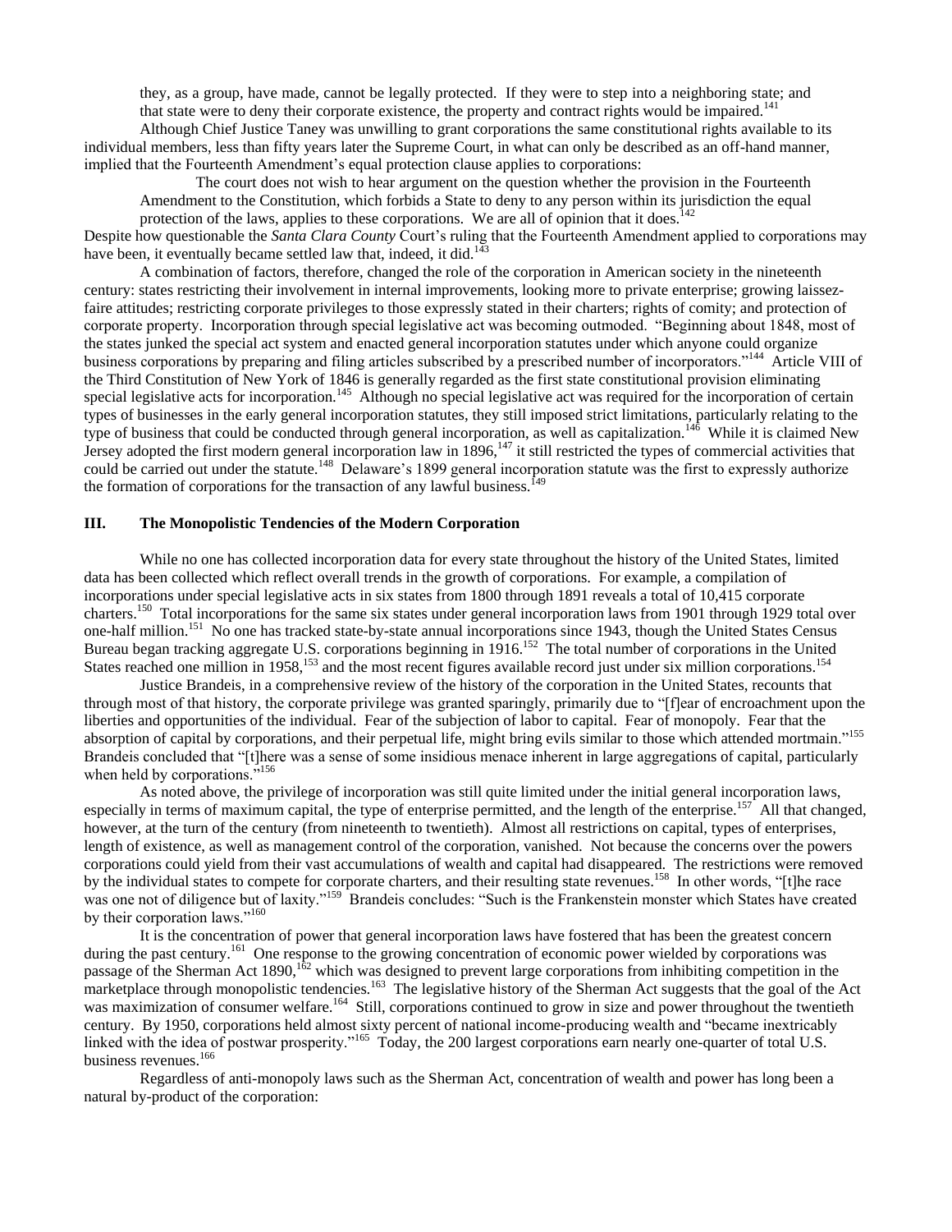they, as a group, have made, cannot be legally protected. If they were to step into a neighboring state; and that state were to deny their corporate existence, the property and contract rights would be impaired.[141]

Although Chief Justice Taney was unwilling to grant corporations the same constitutional rights available to its individual members, less than fifty years later the Supreme Court, in what can only be described as an off-hand manner, implied that the Fourteenth Amendment's equal protection clause applies to corporations:

> The court does not wish to hear argument on the question whether the provision in the Fourteenth Amendment to the Constitution, which forbids a State to deny to any person within its jurisdiction the equal protection of the laws, applies to these corporations. We are all of opinion that it does.[142]

Despite how questionable the *Santa Clara County* Court's ruling that the Fourteenth Amendment applied to corporations may have been, it eventually became settled law that, indeed, it did.[143]

A combination of factors, therefore, changed the role of the corporation in American society in the nineteenth century: states restricting their involvement in internal improvements, looking more to private enterprise; growing laissez-faire attitudes; restricting corporate privileges to those expressly stated in their charters; rights of comity; and protection of corporate property. Incorporation through special legislative act was becoming outmoded. "Beginning about 1848, most of the states junked the special act system and enacted general incorporation statutes under which anyone could organize business corporations by preparing and filing articles subscribed by a prescribed number of incorporators."[144] Article VIII of the Third Constitution of New York of 1846 is generally regarded as the first state constitutional provision eliminating special legislative acts for incorporation.[145] Although no special legislative act was required for the incorporation of certain types of businesses in the early general incorporation statutes, they still imposed strict limitations, particularly relating to the type of business that could be conducted through general incorporation, as well as capitalization.[146] While it is claimed New Jersey adopted the first modern general incorporation law in 1896,[147] it still restricted the types of commercial activities that could be carried out under the statute.[148] Delaware's 1899 general incorporation statute was the first to expressly authorize the formation of corporations for the transaction of any lawful business.[149]

## III. The Monopolistic Tendencies of the Modern Corporation

While no one has collected incorporation data for every state throughout the history of the United States, limited data has been collected which reflect overall trends in the growth of corporations. For example, a compilation of incorporations under special legislative acts in six states from 1800 through 1891 reveals a total of 10,415 corporate charters.[150] Total incorporations for the same six states under general incorporation laws from 1901 through 1929 total over one-half million.[151] No one has tracked state-by-state annual incorporations since 1943, though the United States Census Bureau began tracking aggregate U.S. corporations beginning in 1916.[152] The total number of corporations in the United States reached one million in 1958,[153] and the most recent figures available record just under six million corporations.[154]

Justice Brandeis, in a comprehensive review of the history of the corporation in the United States, recounts that through most of that history, the corporate privilege was granted sparingly, primarily due to "[f]ear of encroachment upon the liberties and opportunities of the individual. Fear of the subjection of labor to capital. Fear of monopoly. Fear that the absorption of capital by corporations, and their perpetual life, might bring evils similar to those which attended mortmain."[155] Brandeis concluded that "[t]here was a sense of some insidious menace inherent in large aggregations of capital, particularly when held by corporations."[156]

As noted above, the privilege of incorporation was still quite limited under the initial general incorporation laws, especially in terms of maximum capital, the type of enterprise permitted, and the length of the enterprise.[157] All that changed, however, at the turn of the century (from nineteenth to twentieth). Almost all restrictions on capital, types of enterprises, length of existence, as well as management control of the corporation, vanished. Not because the concerns over the powers corporations could yield from their vast accumulations of wealth and capital had disappeared. The restrictions were removed by the individual states to compete for corporate charters, and their resulting state revenues.[158] In other words, "[t]he race was one not of diligence but of laxity."[159] Brandeis concludes: "Such is the Frankenstein monster which States have created by their corporation laws."[160]

It is the concentration of power that general incorporation laws have fostered that has been the greatest concern during the past century.[161] One response to the growing concentration of economic power wielded by corporations was passage of the Sherman Act 1890,[162] which was designed to prevent large corporations from inhibiting competition in the marketplace through monopolistic tendencies.[163] The legislative history of the Sherman Act suggests that the goal of the Act was maximization of consumer welfare.[164] Still, corporations continued to grow in size and power throughout the twentieth century. By 1950, corporations held almost sixty percent of national income-producing wealth and "became inextricably linked with the idea of postwar prosperity."[165] Today, the 200 largest corporations earn nearly one-quarter of total U.S. business revenues.[166]

Regardless of anti-monopoly laws such as the Sherman Act, concentration of wealth and power has long been a natural by-product of the corporation: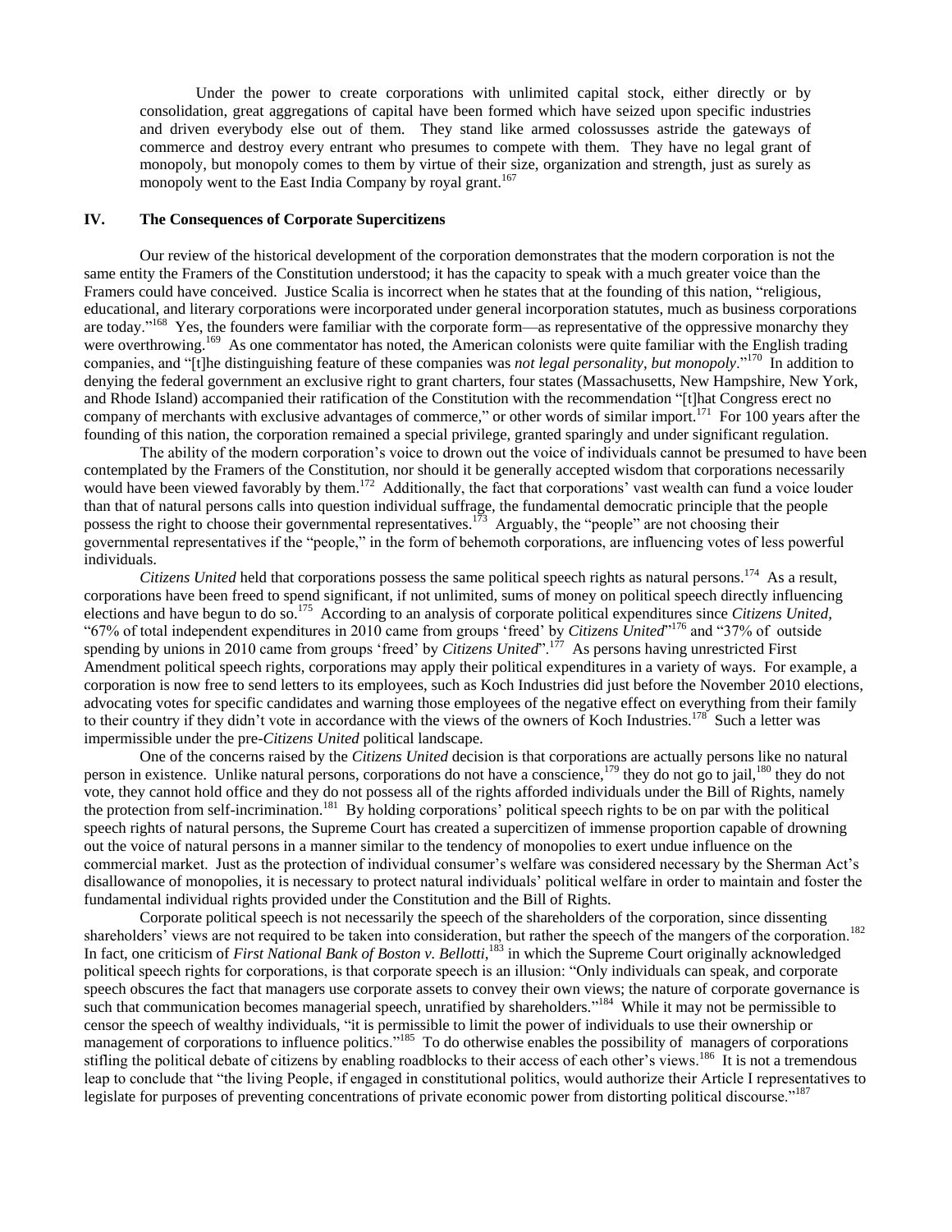Under the power to create corporations with unlimited capital stock, either directly or by consolidation, great aggregations of capital have been formed which have seized upon specific industries and driven everybody else out of them. They stand like armed colossusses astride the gateways of commerce and destroy every entrant who presumes to compete with them. They have no legal grant of monopoly, but monopoly comes to them by virtue of their size, organization and strength, just as surely as monopoly went to the East India Company by royal grant.[167]

## IV. The Consequences of Corporate Supercitizens

Our review of the historical development of the corporation demonstrates that the modern corporation is not the same entity the Framers of the Constitution understood; it has the capacity to speak with a much greater voice than the Framers could have conceived. Justice Scalia is incorrect when he states that at the founding of this nation, "religious, educational, and literary corporations were incorporated under general incorporation statutes, much as business corporations are today."[168] Yes, the founders were familiar with the corporate form—as representative of the oppressive monarchy they were overthrowing.[169] As one commentator has noted, the American colonists were quite familiar with the English trading companies, and "[t]he distinguishing feature of these companies was *not legal personality, but monopoly*."[170] In addition to denying the federal government an exclusive right to grant charters, four states (Massachusetts, New Hampshire, New York, and Rhode Island) accompanied their ratification of the Constitution with the recommendation "[t]hat Congress erect no company of merchants with exclusive advantages of commerce," or other words of similar import.[171] For 100 years after the founding of this nation, the corporation remained a special privilege, granted sparingly and under significant regulation.

The ability of the modern corporation's voice to drown out the voice of individuals cannot be presumed to have been contemplated by the Framers of the Constitution, nor should it be generally accepted wisdom that corporations necessarily would have been viewed favorably by them.[172] Additionally, the fact that corporations' vast wealth can fund a voice louder than that of natural persons calls into question individual suffrage, the fundamental democratic principle that the people possess the right to choose their governmental representatives.[173] Arguably, the "people" are not choosing their governmental representatives if the "people," in the form of behemoth corporations, are influencing votes of less powerful individuals.

*Citizens United* held that corporations possess the same political speech rights as natural persons.[174] As a result, corporations have been freed to spend significant, if not unlimited, sums of money on political speech directly influencing elections and have begun to do so.[175] According to an analysis of corporate political expenditures since *Citizens United*, "67% of total independent expenditures in 2010 came from groups 'freed' by *Citizens United*"[176] and "37% of outside spending by unions in 2010 came from groups 'freed' by *Citizens United*".[177] As persons having unrestricted First Amendment political speech rights, corporations may apply their political expenditures in a variety of ways. For example, a corporation is now free to send letters to its employees, such as Koch Industries did just before the November 2010 elections, advocating votes for specific candidates and warning those employees of the negative effect on everything from their family to their country if they didn't vote in accordance with the views of the owners of Koch Industries.[178] Such a letter was impermissible under the pre-*Citizens United* political landscape.

One of the concerns raised by the *Citizens United* decision is that corporations are actually persons like no natural person in existence. Unlike natural persons, corporations do not have a conscience,[179] they do not go to jail,[180] they do not vote, they cannot hold office and they do not possess all of the rights afforded individuals under the Bill of Rights, namely the protection from self-incrimination.[181] By holding corporations' political speech rights to be on par with the political speech rights of natural persons, the Supreme Court has created a supercitizen of immense proportion capable of drowning out the voice of natural persons in a manner similar to the tendency of monopolies to exert undue influence on the commercial market. Just as the protection of individual consumer's welfare was considered necessary by the Sherman Act's disallowance of monopolies, it is necessary to protect natural individuals' political welfare in order to maintain and foster the fundamental individual rights provided under the Constitution and the Bill of Rights.

Corporate political speech is not necessarily the speech of the shareholders of the corporation, since dissenting shareholders' views are not required to be taken into consideration, but rather the speech of the mangers of the corporation.[182] In fact, one criticism of *First National Bank of Boston v. Bellotti*,[183] in which the Supreme Court originally acknowledged political speech rights for corporations, is that corporate speech is an illusion: "Only individuals can speak, and corporate speech obscures the fact that managers use corporate assets to convey their own views; the nature of corporate governance is such that communication becomes managerial speech, unratified by shareholders."[184] While it may not be permissible to censor the speech of wealthy individuals, "it is permissible to limit the power of individuals to use their ownership or management of corporations to influence politics."[185] To do otherwise enables the possibility of managers of corporations stifling the political debate of citizens by enabling roadblocks to their access of each other's views.[186] It is not a tremendous leap to conclude that "the living People, if engaged in constitutional politics, would authorize their Article I representatives to legislate for purposes of preventing concentrations of private economic power from distorting political discourse."[187]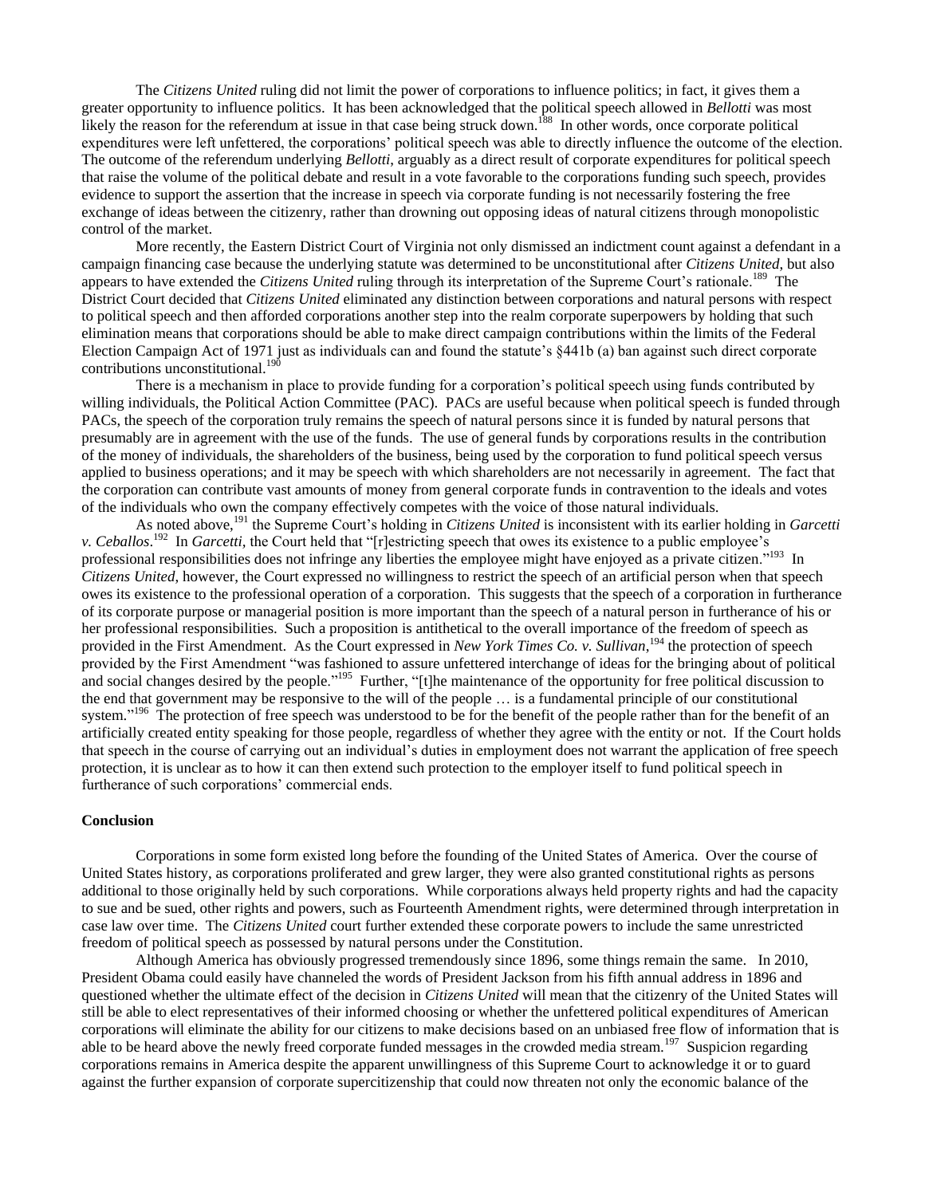The *Citizens United* ruling did not limit the power of corporations to influence politics; in fact, it gives them a greater opportunity to influence politics. It has been acknowledged that the political speech allowed in *Bellotti* was most likely the reason for the referendum at issue in that case being struck down.[188] In other words, once corporate political expenditures were left unfettered, the corporations' political speech was able to directly influence the outcome of the election. The outcome of the referendum underlying *Bellotti*, arguably as a direct result of corporate expenditures for political speech that raise the volume of the political debate and result in a vote favorable to the corporations funding such speech, provides evidence to support the assertion that the increase in speech via corporate funding is not necessarily fostering the free exchange of ideas between the citizenry, rather than drowning out opposing ideas of natural citizens through monopolistic control of the market.

More recently, the Eastern District Court of Virginia not only dismissed an indictment count against a defendant in a campaign financing case because the underlying statute was determined to be unconstitutional after *Citizens United*, but also appears to have extended the *Citizens United* ruling through its interpretation of the Supreme Court's rationale.[189] The District Court decided that *Citizens United* eliminated any distinction between corporations and natural persons with respect to political speech and then afforded corporations another step into the realm corporate superpowers by holding that such elimination means that corporations should be able to make direct campaign contributions within the limits of the Federal Election Campaign Act of 1971 just as individuals can and found the statute's §441b (a) ban against such direct corporate contributions unconstitutional.[190]

There is a mechanism in place to provide funding for a corporation's political speech using funds contributed by willing individuals, the Political Action Committee (PAC). PACs are useful because when political speech is funded through PACs, the speech of the corporation truly remains the speech of natural persons since it is funded by natural persons that presumably are in agreement with the use of the funds. The use of general funds by corporations results in the contribution of the money of individuals, the shareholders of the business, being used by the corporation to fund political speech versus applied to business operations; and it may be speech with which shareholders are not necessarily in agreement. The fact that the corporation can contribute vast amounts of money from general corporate funds in contravention to the ideals and votes of the individuals who own the company effectively competes with the voice of those natural individuals.

As noted above,[191] the Supreme Court's holding in *Citizens United* is inconsistent with its earlier holding in *Garcetti v. Ceballos*.[192] In *Garcetti*, the Court held that "[r]estricting speech that owes its existence to a public employee's professional responsibilities does not infringe any liberties the employee might have enjoyed as a private citizen."[193] In *Citizens United*, however, the Court expressed no willingness to restrict the speech of an artificial person when that speech owes its existence to the professional operation of a corporation. This suggests that the speech of a corporation in furtherance of its corporate purpose or managerial position is more important than the speech of a natural person in furtherance of his or her professional responsibilities. Such a proposition is antithetical to the overall importance of the freedom of speech as provided in the First Amendment. As the Court expressed in *New York Times Co. v. Sullivan*,[194] the protection of speech provided by the First Amendment "was fashioned to assure unfettered interchange of ideas for the bringing about of political and social changes desired by the people."[195] Further, "[t]he maintenance of the opportunity for free political discussion to the end that government may be responsive to the will of the people … is a fundamental principle of our constitutional system."[196] The protection of free speech was understood to be for the benefit of the people rather than for the benefit of an artificially created entity speaking for those people, regardless of whether they agree with the entity or not. If the Court holds that speech in the course of carrying out an individual's duties in employment does not warrant the application of free speech protection, it is unclear as to how it can then extend such protection to the employer itself to fund political speech in furtherance of such corporations' commercial ends.

## Conclusion

Corporations in some form existed long before the founding of the United States of America. Over the course of United States history, as corporations proliferated and grew larger, they were also granted constitutional rights as persons additional to those originally held by such corporations. While corporations always held property rights and had the capacity to sue and be sued, other rights and powers, such as Fourteenth Amendment rights, were determined through interpretation in case law over time. The *Citizens United* court further extended these corporate powers to include the same unrestricted freedom of political speech as possessed by natural persons under the Constitution.

Although America has obviously progressed tremendously since 1896, some things remain the same. In 2010, President Obama could easily have channeled the words of President Jackson from his fifth annual address in 1896 and questioned whether the ultimate effect of the decision in *Citizens United* will mean that the citizenry of the United States will still be able to elect representatives of their informed choosing or whether the unfettered political expenditures of American corporations will eliminate the ability for our citizens to make decisions based on an unbiased free flow of information that is able to be heard above the newly freed corporate funded messages in the crowded media stream.[197] Suspicion regarding corporations remains in America despite the apparent unwillingness of this Supreme Court to acknowledge it or to guard against the further expansion of corporate supercitizenship that could now threaten not only the economic balance of the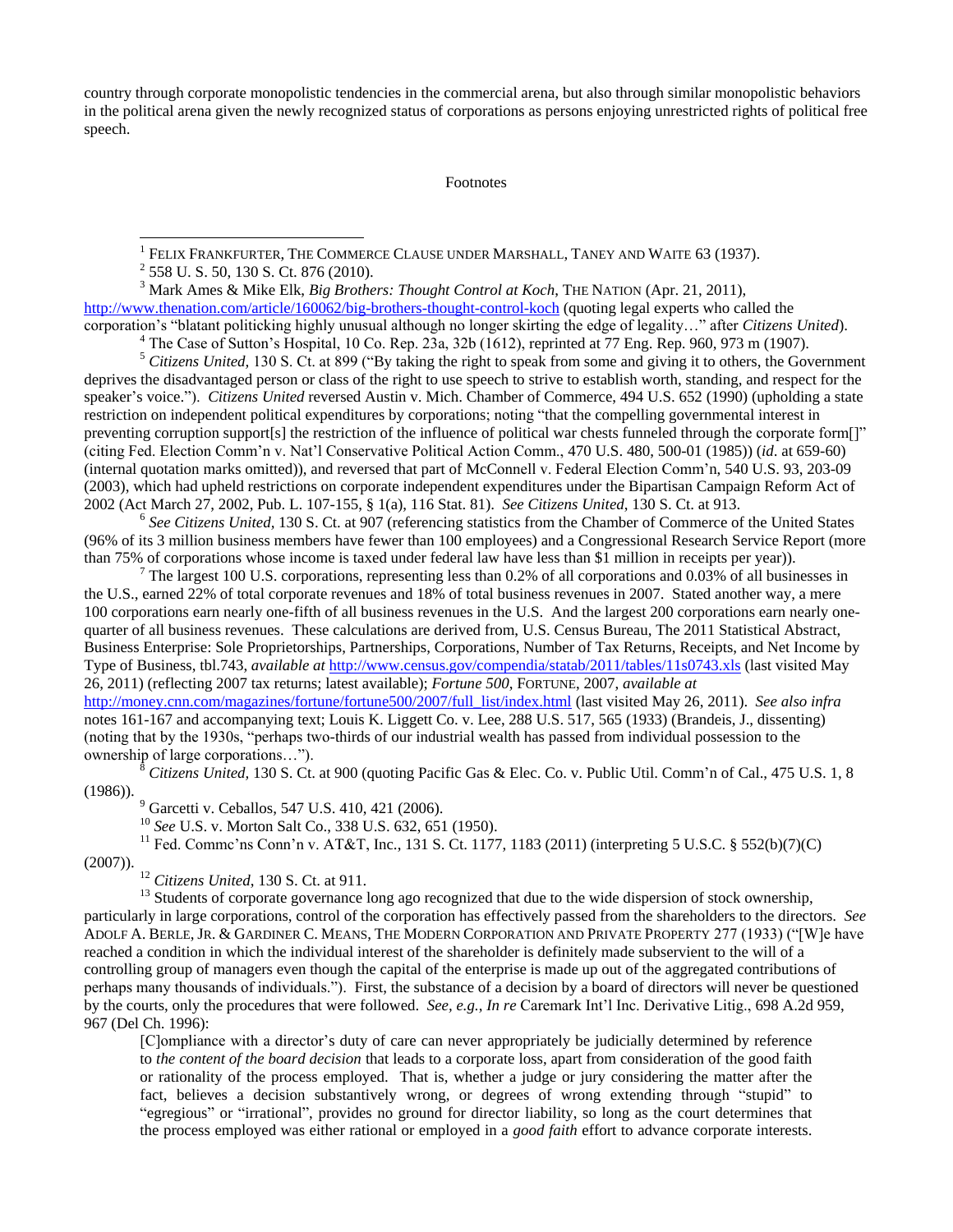country through corporate monopolistic tendencies in the commercial arena, but also through similar monopolistic behaviors in the political arena given the newly recognized status of corporations as persons enjoying unrestricted rights of political free speech.

Footnotes

[1] FELIX FRANKFURTER, THE COMMERCE CLAUSE UNDER MARSHALL, TANEY AND WAITE 63 (1937).

[2] 558 U. S. 50, 130 S. Ct. 876 (2010).

[3] Mark Ames & Mike Elk, *Big Brothers: Thought Control at Koch*, THE NATION (Apr. 21, 2011), http://www.thenation.com/article/160062/big-brothers-thought-control-koch (quoting legal experts who called the corporation's "blatant politicking highly unusual although no longer skirting the edge of legality…" after *Citizens United*).

[4] The Case of Sutton's Hospital, 10 Co. Rep. 23a, 32b (1612), reprinted at 77 Eng. Rep. 960, 973 m (1907).

[5] *Citizens United,* 130 S. Ct. at 899 ("By taking the right to speak from some and giving it to others, the Government deprives the disadvantaged person or class of the right to use speech to strive to establish worth, standing, and respect for the speaker's voice."). *Citizens United* reversed Austin v. Mich. Chamber of Commerce, 494 U.S. 652 (1990) (upholding a state restriction on independent political expenditures by corporations; noting "that the compelling governmental interest in preventing corruption support[s] the restriction of the influence of political war chests funneled through the corporate form[]" (citing Fed. Election Comm'n v. Nat'l Conservative Political Action Comm., 470 U.S. 480, 500-01 (1985)) (*id*. at 659-60) (internal quotation marks omitted)), and reversed that part of McConnell v. Federal Election Comm'n, 540 U.S. 93, 203-09 (2003), which had upheld restrictions on corporate independent expenditures under the Bipartisan Campaign Reform Act of 2002 (Act March 27, 2002, Pub. L. 107-155, § 1(a), 116 Stat. 81). *See Citizens United*, 130 S. Ct. at 913.

[6] *See Citizens United*, 130 S. Ct. at 907 (referencing statistics from the Chamber of Commerce of the United States (96% of its 3 million business members have fewer than 100 employees) and a Congressional Research Service Report (more than 75% of corporations whose income is taxed under federal law have less than $1 million in receipts per year)).

[7] The largest 100 U.S. corporations, representing less than 0.2% of all corporations and 0.03% of all businesses in the U.S., earned 22% of total corporate revenues and 18% of total business revenues in 2007. Stated another way, a mere 100 corporations earn nearly one-fifth of all business revenues in the U.S. And the largest 200 corporations earn nearly one-quarter of all business revenues. These calculations are derived from, U.S. Census Bureau, The 2011 Statistical Abstract, Business Enterprise: Sole Proprietorships, Partnerships, Corporations, Number of Tax Returns, Receipts, and Net Income by Type of Business, tbl.743, *available at* http://www.census.gov/compendia/statab/2011/tables/11s0743.xls (last visited May 26, 2011) (reflecting 2007 tax returns; latest available); *Fortune 500*, FORTUNE, 2007, *available at* http://money.cnn.com/magazines/fortune/fortune500/2007/full_list/index.html (last visited May 26, 2011). *See also infra* notes 161-167 and accompanying text; Louis K. Liggett Co. v. Lee, 288 U.S. 517, 565 (1933) (Brandeis, J., dissenting) (noting that by the 1930s, "perhaps two-thirds of our industrial wealth has passed from individual possession to the ownership of large corporations…").

[8] *Citizens United,* 130 S. Ct. at 900 (quoting Pacific Gas & Elec. Co. v. Public Util. Comm'n of Cal., 475 U.S. 1, 8 (1986)).

[9] Garcetti v. Ceballos, 547 U.S. 410, 421 (2006).

[10] *See* U.S. v. Morton Salt Co., 338 U.S. 632, 651 (1950).

[11] Fed. Commc'ns Conn'n v. AT&T, Inc., 131 S. Ct. 1177, 1183 (2011) (interpreting 5 U.S.C. § 552(b)(7)(C) (2007)).

[12] *Citizens United*, 130 S. Ct. at 911.

[13] Students of corporate governance long ago recognized that due to the wide dispersion of stock ownership, particularly in large corporations, control of the corporation has effectively passed from the shareholders to the directors. *See* ADOLF A. BERLE, JR. & GARDINER C. MEANS, THE MODERN CORPORATION AND PRIVATE PROPERTY 277 (1933) ("[W]e have reached a condition in which the individual interest of the shareholder is definitely made subservient to the will of a controlling group of managers even though the capital of the enterprise is made up out of the aggregated contributions of perhaps many thousands of individuals."). First, the substance of a decision by a board of directors will never be questioned by the courts, only the procedures that were followed. *See, e.g.*, *In re* Caremark Int'l Inc. Derivative Litig., 698 A.2d 959, 967 (Del Ch. 1996):

> [C]ompliance with a director's duty of care can never appropriately be judicially determined by reference to *the content of the board decision* that leads to a corporate loss, apart from consideration of the good faith or rationality of the process employed. That is, whether a judge or jury considering the matter after the fact, believes a decision substantively wrong, or degrees of wrong extending through "stupid" to "egregious" or "irrational", provides no ground for director liability, so long as the court determines that the process employed was either rational or employed in a *good faith* effort to advance corporate interests.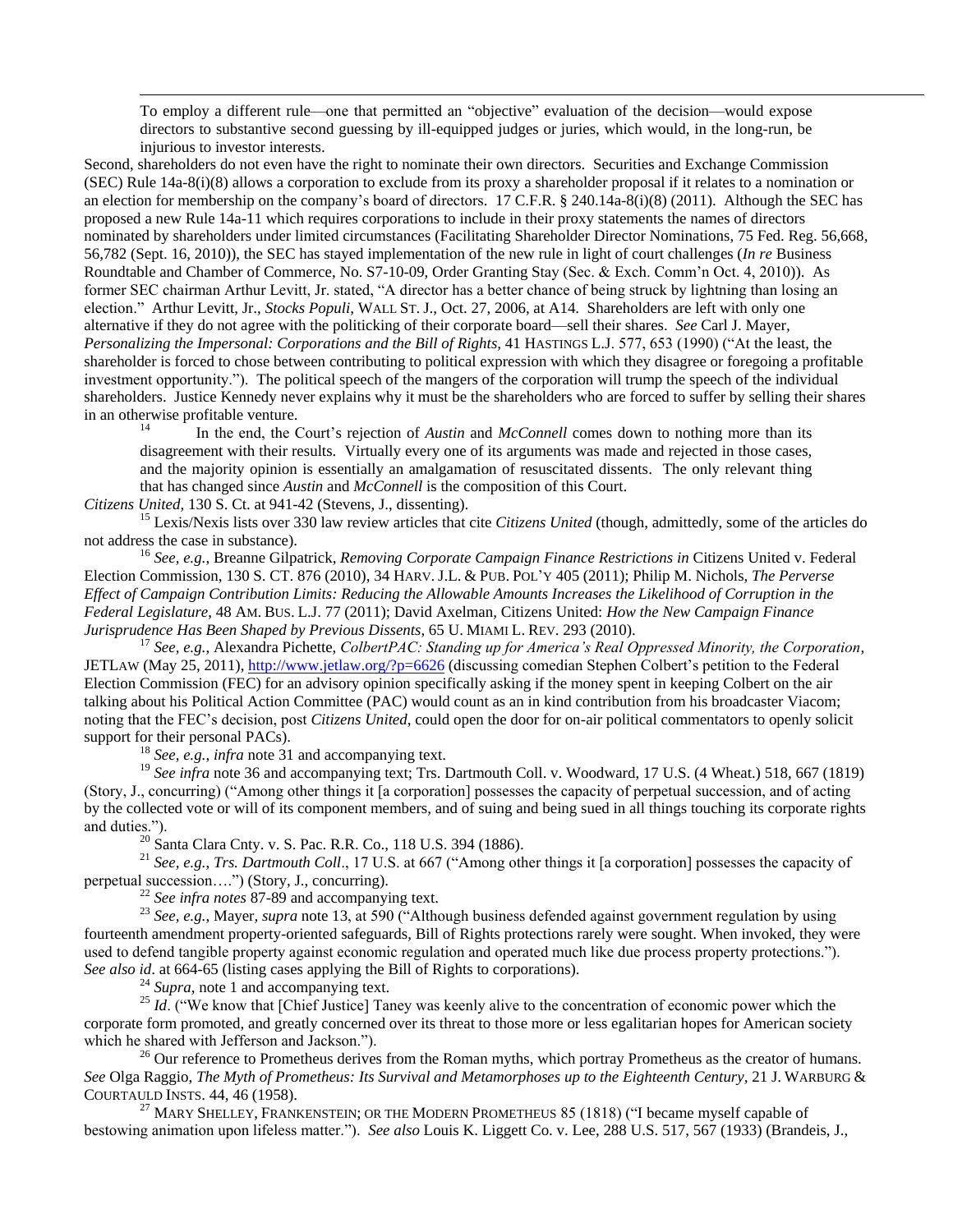> To employ a different rule—one that permitted an "objective" evaluation of the decision—would expose directors to substantive second guessing by ill-equipped judges or juries, which would, in the long-run, be injurious to investor interests.

Second, shareholders do not even have the right to nominate their own directors. Securities and Exchange Commission (SEC) Rule 14a-8(i)(8) allows a corporation to exclude from its proxy a shareholder proposal if it relates to a nomination or an election for membership on the company's board of directors. 17 C.F.R. § 240.14a-8(i)(8) (2011). Although the SEC has proposed a new Rule 14a-11 which requires corporations to include in their proxy statements the names of directors nominated by shareholders under limited circumstances (Facilitating Shareholder Director Nominations, 75 Fed. Reg. 56,668, 56,782 (Sept. 16, 2010)), the SEC has stayed implementation of the new rule in light of court challenges (*In re* Business Roundtable and Chamber of Commerce, No. S7-10-09, Order Granting Stay (Sec. & Exch. Comm'n Oct. 4, 2010)). As former SEC chairman Arthur Levitt, Jr. stated, "A director has a better chance of being struck by lightning than losing an election." Arthur Levitt, Jr., *Stocks Populi*, WALL ST. J., Oct. 27, 2006, at A14. Shareholders are left with only one alternative if they do not agree with the politicking of their corporate board—sell their shares. *See* Carl J. Mayer, *Personalizing the Impersonal: Corporations and the Bill of Rights*, 41 HASTINGS L.J. 577, 653 (1990) ("At the least, the shareholder is forced to chose between contributing to political expression with which they disagree or foregoing a profitable investment opportunity."). The political speech of the mangers of the corporation will trump the speech of the individual shareholders. Justice Kennedy never explains why it must be the shareholders who are forced to suffer by selling their shares in an otherwise profitable venture.

[14] In the end, the Court's rejection of *Austin* and *McConnell* comes down to nothing more than its disagreement with their results. Virtually every one of its arguments was made and rejected in those cases, and the majority opinion is essentially an amalgamation of resuscitated dissents. The only relevant thing that has changed since *Austin* and *McConnell* is the composition of this Court.

*Citizens United*, 130 S. Ct. at 941-42 (Stevens, J., dissenting).

[15] Lexis/Nexis lists over 330 law review articles that cite *Citizens United* (though, admittedly, some of the articles do not address the case in substance).

[16] *See, e.g.*, Breanne Gilpatrick, *Removing Corporate Campaign Finance Restrictions in* Citizens United v. Federal Election Commission, 130 S. CT. 876 (2010), 34 HARV. J.L. & PUB. POL'Y 405 (2011); Philip M. Nichols, *The Perverse Effect of Campaign Contribution Limits: Reducing the Allowable Amounts Increases the Likelihood of Corruption in the Federal Legislature*, 48 AM. BUS. L.J. 77 (2011); David Axelman, Citizens United: *How the New Campaign Finance Jurisprudence Has Been Shaped by Previous Dissents*, 65 U. MIAMI L. REV. 293 (2010).

[17] *See, e.g.*, Alexandra Pichette, *ColbertPAC: Standing up for America's Real Oppressed Minority, the Corporation*, JETLAW (May 25, 2011), http://www.jetlaw.org/?p=6626 (discussing comedian Stephen Colbert's petition to the Federal Election Commission (FEC) for an advisory opinion specifically asking if the money spent in keeping Colbert on the air talking about his Political Action Committee (PAC) would count as an in kind contribution from his broadcaster Viacom; noting that the FEC's decision, post *Citizens United*, could open the door for on-air political commentators to openly solicit support for their personal PACs).

[18] *See, e.g.*, *infra* note 31 and accompanying text.

[19] *See infra* note 36 and accompanying text; Trs. Dartmouth Coll. v. Woodward, 17 U.S. (4 Wheat.) 518, 667 (1819) (Story, J., concurring) ("Among other things it [a corporation] possesses the capacity of perpetual succession, and of acting by the collected vote or will of its component members, and of suing and being sued in all things touching its corporate rights and duties.").

[20] Santa Clara Cnty. v. S. Pac. R.R. Co., 118 U.S. 394 (1886).

[21] *See, e.g.*, *Trs. Dartmouth Coll*., 17 U.S. at 667 ("Among other things it [a corporation] possesses the capacity of perpetual succession….") (Story, J., concurring).

[22] *See infra notes* 87-89 and accompanying text.

[23] *See, e.g.*, Mayer, *supra* note 13, at 590 ("Although business defended against government regulation by using fourteenth amendment property-oriented safeguards, Bill of Rights protections rarely were sought. When invoked, they were used to defend tangible property against economic regulation and operated much like due process property protections."). *See also id*. at 664-65 (listing cases applying the Bill of Rights to corporations).

[24] *Supra*, note 1 and accompanying text.

[25] *Id*. ("We know that [Chief Justice] Taney was keenly alive to the concentration of economic power which the corporate form promoted, and greatly concerned over its threat to those more or less egalitarian hopes for American society which he shared with Jefferson and Jackson.").

[26] Our reference to Prometheus derives from the Roman myths, which portray Prometheus as the creator of humans. *See* Olga Raggio, *The Myth of Prometheus: Its Survival and Metamorphoses up to the Eighteenth Century*, 21 J. WARBURG & COURTAULD INSTS. 44, 46 (1958).

[27] MARY SHELLEY, FRANKENSTEIN; OR THE MODERN PROMETHEUS 85 (1818) ("I became myself capable of bestowing animation upon lifeless matter."). *See also* Louis K. Liggett Co. v. Lee, 288 U.S. 517, 567 (1933) (Brandeis, J.,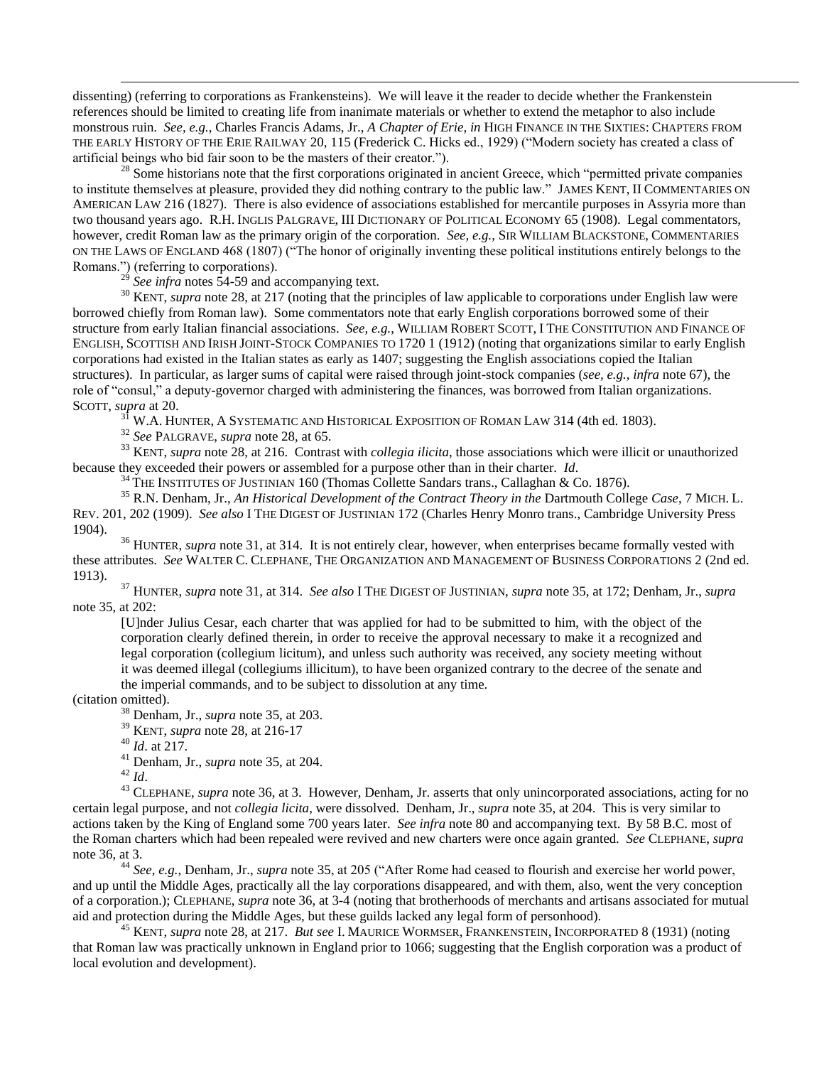dissenting) (referring to corporations as Frankensteins). We will leave it the reader to decide whether the Frankenstein references should be limited to creating life from inanimate materials or whether to extend the metaphor to also include monstrous ruin. *See, e.g.*, Charles Francis Adams, Jr., *A Chapter of Erie*, *in* HIGH FINANCE IN THE SIXTIES: CHAPTERS FROM THE EARLY HISTORY OF THE ERIE RAILWAY 20, 115 (Frederick C. Hicks ed., 1929) ("Modern society has created a class of artificial beings who bid fair soon to be the masters of their creator.").

[28] Some historians note that the first corporations originated in ancient Greece, which "permitted private companies to institute themselves at pleasure, provided they did nothing contrary to the public law." JAMES KENT, II COMMENTARIES ON AMERICAN LAW 216 (1827). There is also evidence of associations established for mercantile purposes in Assyria more than two thousand years ago. R.H. INGLIS PALGRAVE, III DICTIONARY OF POLITICAL ECONOMY 65 (1908). Legal commentators, however, credit Roman law as the primary origin of the corporation. *See, e.g.,* SIR WILLIAM BLACKSTONE, COMMENTARIES ON THE LAWS OF ENGLAND 468 (1807) ("The honor of originally inventing these political institutions entirely belongs to the Romans.") (referring to corporations).

[29] *See infra* notes 54-59 and accompanying text.

[30] KENT, *supra* note 28, at 217 (noting that the principles of law applicable to corporations under English law were borrowed chiefly from Roman law). Some commentators note that early English corporations borrowed some of their structure from early Italian financial associations. *See, e.g.*, WILLIAM ROBERT SCOTT, I THE CONSTITUTION AND FINANCE OF ENGLISH, SCOTTISH AND IRISH JOINT-STOCK COMPANIES TO 1720 1 (1912) (noting that organizations similar to early English corporations had existed in the Italian states as early as 1407; suggesting the English associations copied the Italian structures). In particular, as larger sums of capital were raised through joint-stock companies (*see, e.g., infra* note 67), the role of "consul," a deputy-governor charged with administering the finances, was borrowed from Italian organizations. SCOTT, *supra* at 20.

[31] W.A. HUNTER, A SYSTEMATIC AND HISTORICAL EXPOSITION OF ROMAN LAW 314 (4th ed. 1803).

[32] *See* PALGRAVE, *supra* note 28, at 65.

[33] KENT, *supra* note 28, at 216. Contrast with *collegia ilicita*, those associations which were illicit or unauthorized because they exceeded their powers or assembled for a purpose other than in their charter. *Id*.

[34] THE INSTITUTES OF JUSTINIAN 160 (Thomas Collette Sandars trans., Callaghan & Co. 1876).

[35] R.N. Denham, Jr., *An Historical Development of the Contract Theory in the* Dartmouth College *Case*, 7 MICH. L. REV. 201, 202 (1909). *See also* I THE DIGEST OF JUSTINIAN 172 (Charles Henry Monro trans., Cambridge University Press 1904).

[36] HUNTER, *supra* note 31, at 314. It is not entirely clear, however, when enterprises became formally vested with these attributes. *See* WALTER C. CLEPHANE, THE ORGANIZATION AND MANAGEMENT OF BUSINESS CORPORATIONS 2 (2nd ed. 1913).

[37] HUNTER, *supra* note 31, at 314. *See also* I THE DIGEST OF JUSTINIAN, *supra* note 35, at 172; Denham, Jr., *supra* note 35, at 202:

> [U]nder Julius Cesar, each charter that was applied for had to be submitted to him, with the object of the corporation clearly defined therein, in order to receive the approval necessary to make it a recognized and legal corporation (collegium licitum), and unless such authority was received, any society meeting without it was deemed illegal (collegiums illicitum), to have been organized contrary to the decree of the senate and the imperial commands, and to be subject to dissolution at any time.

(citation omitted).

[38] Denham, Jr., *supra* note 35, at 203.

[39] KENT, *supra* note 28, at 216-17

[40] *Id*. at 217.

[41] Denham, Jr., *supra* note 35, at 204.

[42] *Id*.

[43] CLEPHANE, *supra* note 36, at 3. However, Denham, Jr. asserts that only unincorporated associations, acting for no certain legal purpose, and not *collegia licita*, were dissolved. Denham, Jr., *supra* note 35, at 204. This is very similar to actions taken by the King of England some 700 years later. *See infra* note 80 and accompanying text. By 58 B.C. most of the Roman charters which had been repealed were revived and new charters were once again granted. *See* CLEPHANE, *supra* note 36, at 3.

[44] *See, e.g.*, Denham, Jr., *supra* note 35, at 205 ("After Rome had ceased to flourish and exercise her world power, and up until the Middle Ages, practically all the lay corporations disappeared, and with them, also, went the very conception of a corporation.); CLEPHANE, *supra* note 36, at 3-4 (noting that brotherhoods of merchants and artisans associated for mutual aid and protection during the Middle Ages, but these guilds lacked any legal form of personhood).

[45] KENT, *supra* note 28, at 217. *But see* I. MAURICE WORMSER, FRANKENSTEIN, INCORPORATED 8 (1931) (noting that Roman law was practically unknown in England prior to 1066; suggesting that the English corporation was a product of local evolution and development).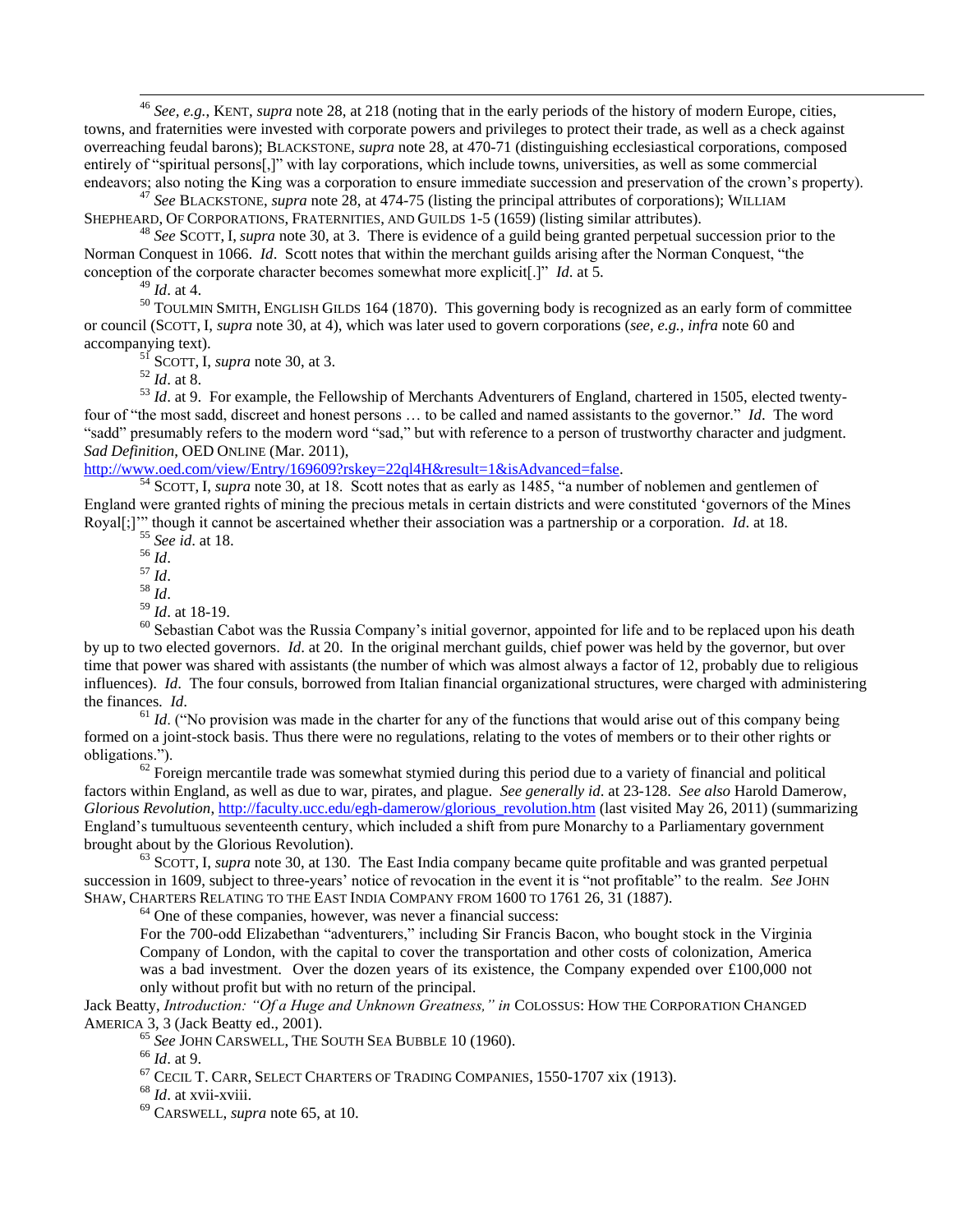[46] *See, e.g.*, KENT, *supra* note 28, at 218 (noting that in the early periods of the history of modern Europe, cities, towns, and fraternities were invested with corporate powers and privileges to protect their trade, as well as a check against overreaching feudal barons); BLACKSTONE, *supra* note 28, at 470-71 (distinguishing ecclesiastical corporations, composed entirely of "spiritual persons[,]" with lay corporations, which include towns, universities, as well as some commercial endeavors; also noting the King was a corporation to ensure immediate succession and preservation of the crown's property).

[47] *See* BLACKSTONE, *supra* note 28, at 474-75 (listing the principal attributes of corporations); WILLIAM SHEPHEARD, OF CORPORATIONS, FRATERNITIES, AND GUILDS 1-5 (1659) (listing similar attributes).

[48] *See* SCOTT, I, *supra* note 30, at 3. There is evidence of a guild being granted perpetual succession prior to the Norman Conquest in 1066. *Id*. Scott notes that within the merchant guilds arising after the Norman Conquest, "the conception of the corporate character becomes somewhat more explicit[.]" *Id*. at 5.

[49] *Id*. at 4.

[50] TOULMIN SMITH, ENGLISH GILDS 164 (1870). This governing body is recognized as an early form of committee or council (SCOTT, I, *supra* note 30, at 4), which was later used to govern corporations (*see, e.g., infra* note 60 and accompanying text).

[51] SCOTT, I, *supra* note 30, at 3.

[52] *Id*. at 8.

[53] *Id*. at 9. For example, the Fellowship of Merchants Adventurers of England, chartered in 1505, elected twenty-four of "the most sadd, discreet and honest persons … to be called and named assistants to the governor." *Id*. The word "sadd" presumably refers to the modern word "sad," but with reference to a person of trustworthy character and judgment. *Sad Definition*, OED ONLINE (Mar. 2011), http://www.oed.com/view/Entry/169609?rskey=22ql4H&result=1&isAdvanced=false.

[54] SCOTT, I, *supra* note 30, at 18. Scott notes that as early as 1485, "a number of noblemen and gentlemen of England were granted rights of mining the precious metals in certain districts and were constituted 'governors of the Mines Royal[;]'" though it cannot be ascertained whether their association was a partnership or a corporation. *Id*. at 18.

[55] *See id*. at 18.

[56] *Id*.

[57] *Id*.

[58] *Id*.

[59] *Id*. at 18-19.

[60] Sebastian Cabot was the Russia Company's initial governor, appointed for life and to be replaced upon his death by up to two elected governors. *Id*. at 20. In the original merchant guilds, chief power was held by the governor, but over time that power was shared with assistants (the number of which was almost always a factor of 12, probably due to religious influences). *Id*. The four consuls, borrowed from Italian financial organizational structures, were charged with administering the finances. *Id*.

[61] *Id*. ("No provision was made in the charter for any of the functions that would arise out of this company being formed on a joint-stock basis. Thus there were no regulations, relating to the votes of members or to their other rights or obligations.").

[62] Foreign mercantile trade was somewhat stymied during this period due to a variety of financial and political factors within England, as well as due to war, pirates, and plague. *See generally id*. at 23-128. *See also* Harold Damerow, *Glorious Revolution*, http://faculty.ucc.edu/egh-damerow/glorious_revolution.htm (last visited May 26, 2011) (summarizing England's tumultuous seventeenth century, which included a shift from pure Monarchy to a Parliamentary government brought about by the Glorious Revolution).

[63] SCOTT, I, *supra* note 30, at 130. The East India company became quite profitable and was granted perpetual succession in 1609, subject to three-years' notice of revocation in the event it is "not profitable" to the realm. *See* JOHN SHAW, CHARTERS RELATING TO THE EAST INDIA COMPANY FROM 1600 TO 1761 26, 31 (1887).

[64] One of these companies, however, was never a financial success:

> For the 700-odd Elizabethan "adventurers," including Sir Francis Bacon, who bought stock in the Virginia Company of London, with the capital to cover the transportation and other costs of colonization, America was a bad investment. Over the dozen years of its existence, the Company expended over £100,000 not only without profit but with no return of the principal.

Jack Beatty, *Introduction: "Of a Huge and Unknown Greatness," in* COLOSSUS: HOW THE CORPORATION CHANGED AMERICA 3, 3 (Jack Beatty ed., 2001).

[65] *See* JOHN CARSWELL, THE SOUTH SEA BUBBLE 10 (1960).

[66] *Id*. at 9.

[67] CECIL T. CARR, SELECT CHARTERS OF TRADING COMPANIES, 1550-1707 xix (1913).

[68] *Id*. at xvii-xviii.

[69] CARSWELL, *supra* note 65, at 10.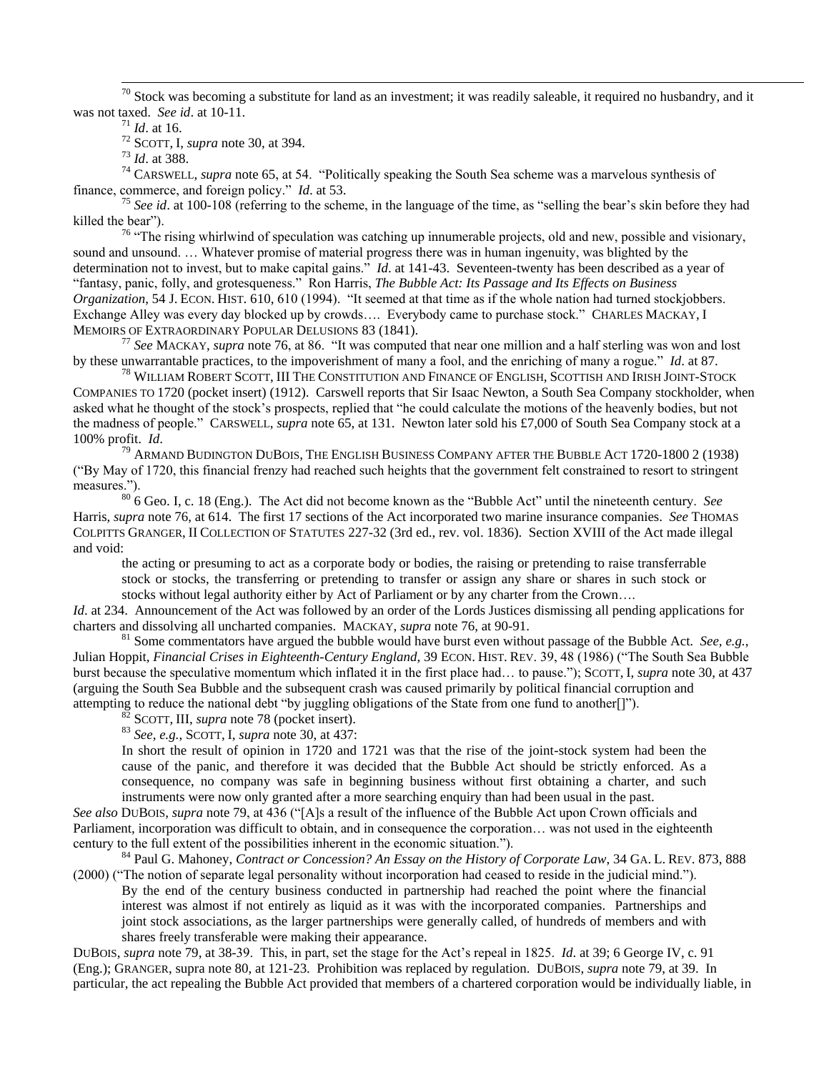[70] Stock was becoming a substitute for land as an investment; it was readily saleable, it required no husbandry, and it was not taxed. *See id*. at 10-11.

[71] *Id*. at 16.

[72] SCOTT, I, *supra* note 30, at 394.

[73] *Id*. at 388.

[74] CARSWELL, *supra* note 65, at 54. "Politically speaking the South Sea scheme was a marvelous synthesis of finance, commerce, and foreign policy." *Id*. at 53.

[75] *See id*. at 100-108 (referring to the scheme, in the language of the time, as "selling the bear's skin before they had killed the bear").

[76] "The rising whirlwind of speculation was catching up innumerable projects, old and new, possible and visionary, sound and unsound. … Whatever promise of material progress there was in human ingenuity, was blighted by the determination not to invest, but to make capital gains." *Id*. at 141-43. Seventeen-twenty has been described as a year of "fantasy, panic, folly, and grotesqueness." Ron Harris, *The Bubble Act: Its Passage and Its Effects on Business Organization*, 54 J. ECON. HIST. 610, 610 (1994). "It seemed at that time as if the whole nation had turned stockjobbers. Exchange Alley was every day blocked up by crowds…. Everybody came to purchase stock." CHARLES MACKAY, I MEMOIRS OF EXTRAORDINARY POPULAR DELUSIONS 83 (1841).

[77] *See* MACKAY, *supra* note 76, at 86. "It was computed that near one million and a half sterling was won and lost by these unwarrantable practices, to the impoverishment of many a fool, and the enriching of many a rogue." *Id*. at 87.

[78] WILLIAM ROBERT SCOTT, III THE CONSTITUTION AND FINANCE OF ENGLISH, SCOTTISH AND IRISH JOINT-STOCK COMPANIES TO 1720 (pocket insert) (1912). Carswell reports that Sir Isaac Newton, a South Sea Company stockholder, when asked what he thought of the stock's prospects, replied that "he could calculate the motions of the heavenly bodies, but not the madness of people." CARSWELL, *supra* note 65, at 131. Newton later sold his £7,000 of South Sea Company stock at a 100% profit. *Id*.

[79] ARMAND BUDINGTON DUBOIS, THE ENGLISH BUSINESS COMPANY AFTER THE BUBBLE ACT 1720-1800 2 (1938) ("By May of 1720, this financial frenzy had reached such heights that the government felt constrained to resort to stringent measures.").

[80] 6 Geo. I, c. 18 (Eng.). The Act did not become known as the "Bubble Act" until the nineteenth century. *See* Harris, *supra* note 76, at 614. The first 17 sections of the Act incorporated two marine insurance companies. *See* THOMAS COLPITTS GRANGER, II COLLECTION OF STATUTES 227-32 (3rd ed., rev. vol. 1836). Section XVIII of the Act made illegal and void:

> the acting or presuming to act as a corporate body or bodies, the raising or pretending to raise transferrable stock or stocks, the transferring or pretending to transfer or assign any share or shares in such stock or stocks without legal authority either by Act of Parliament or by any charter from the Crown….

*Id*. at 234. Announcement of the Act was followed by an order of the Lords Justices dismissing all pending applications for charters and dissolving all unchartered companies. MACKAY, *supra* note 76, at 90-91.

[81] Some commentators have argued the bubble would have burst even without passage of the Bubble Act. *See, e.g.*, Julian Hoppit, *Financial Crises in Eighteenth-Century England*, 39 ECON. HIST. REV. 39, 48 (1986) ("The South Sea Bubble burst because the speculative momentum which inflated it in the first place had… to pause."); SCOTT, I, *supra* note 30, at 437 (arguing the South Sea Bubble and the subsequent crash was caused primarily by political financial corruption and attempting to reduce the national debt "by juggling obligations of the State from one fund to another[]").

[82] SCOTT, III, *supra* note 78 (pocket insert).

[83] *See, e.g.*, SCOTT, I, *supra* note 30, at 437:

> In short the result of opinion in 1720 and 1721 was that the rise of the joint-stock system had been the cause of the panic, and therefore it was decided that the Bubble Act should be strictly enforced. As a consequence, no company was safe in beginning business without first obtaining a charter, and such instruments were now only granted after a more searching enquiry than had been usual in the past.

*See also* DUBOIS, *supra* note 79, at 436 ("[A]s a result of the influence of the Bubble Act upon Crown officials and Parliament, incorporation was difficult to obtain, and in consequence the corporation… was not used in the eighteenth century to the full extent of the possibilities inherent in the economic situation.").

[84] Paul G. Mahoney, *Contract or Concession? An Essay on the History of Corporate Law*, 34 GA. L. REV. 873, 888 (2000) ("The notion of separate legal personality without incorporation had ceased to reside in the judicial mind.").

> By the end of the century business conducted in partnership had reached the point where the financial interest was almost if not entirely as liquid as it was with the incorporated companies. Partnerships and joint stock associations, as the larger partnerships were generally called, of hundreds of members and with shares freely transferable were making their appearance.

DUBOIS, *supra* note 79, at 38-39. This, in part, set the stage for the Act's repeal in 1825. *Id*. at 39; 6 George IV, c. 91 (Eng.); GRANGER, supra note 80, at 121-23. Prohibition was replaced by regulation. DUBOIS, *supra* note 79, at 39. In particular, the act repealing the Bubble Act provided that members of a chartered corporation would be individually liable, in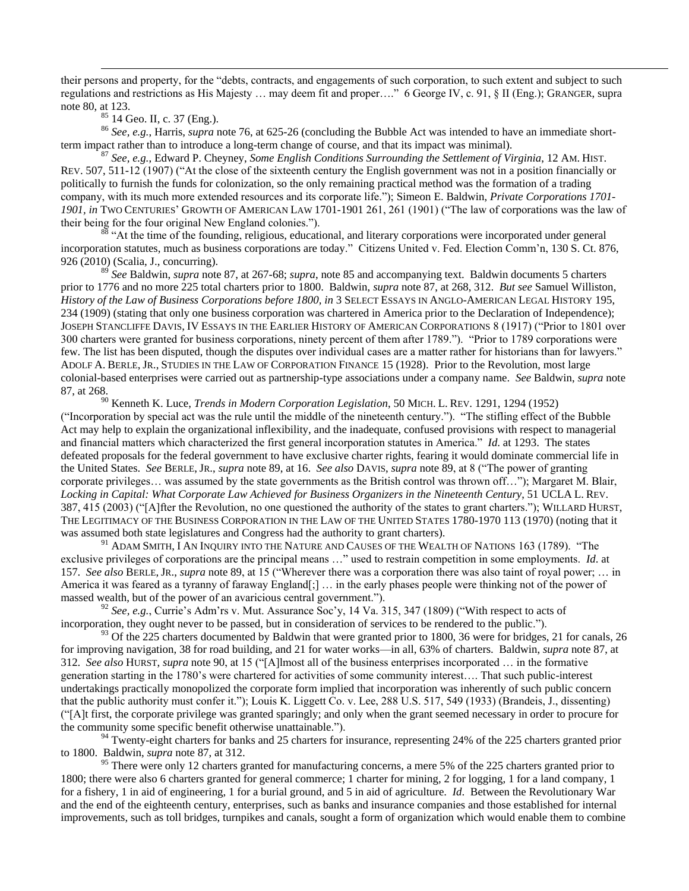their persons and property, for the "debts, contracts, and engagements of such corporation, to such extent and subject to such regulations and restrictions as His Majesty … may deem fit and proper…." 6 George IV, c. 91, § II (Eng.); GRANGER, supra note 80, at 123.

[85] 14 Geo. II, c. 37 (Eng.).

[86] *See, e.g.*, Harris, *supra* note 76, at 625-26 (concluding the Bubble Act was intended to have an immediate short-term impact rather than to introduce a long-term change of course, and that its impact was minimal).

[87] *See, e.g.*, Edward P. Cheyney, *Some English Conditions Surrounding the Settlement of Virginia*, 12 AM. HIST. REV. 507, 511-12 (1907) ("At the close of the sixteenth century the English government was not in a position financially or politically to furnish the funds for colonization, so the only remaining practical method was the formation of a trading company, with its much more extended resources and its corporate life."); Simeon E. Baldwin, *Private Corporations 1701-1901*, *in* TWO CENTURIES' GROWTH OF AMERICAN LAW 1701-1901 261, 261 (1901) ("The law of corporations was the law of their being for the four original New England colonies.").

[88] "At the time of the founding, religious, educational, and literary corporations were incorporated under general incorporation statutes, much as business corporations are today." Citizens United v. Fed. Election Comm'n, 130 S. Ct. 876, 926 (2010) (Scalia, J., concurring).

[89] *See* Baldwin, *supra* note 87, at 267-68; *supra*, note 85 and accompanying text. Baldwin documents 5 charters prior to 1776 and no more 225 total charters prior to 1800. Baldwin, *supra* note 87, at 268, 312. *But see* Samuel Williston, *History of the Law of Business Corporations before 1800*, *in* 3 SELECT ESSAYS IN ANGLO-AMERICAN LEGAL HISTORY 195, 234 (1909) (stating that only one business corporation was chartered in America prior to the Declaration of Independence); JOSEPH STANCLIFFE DAVIS, IV ESSAYS IN THE EARLIER HISTORY OF AMERICAN CORPORATIONS 8 (1917) ("Prior to 1801 over 300 charters were granted for business corporations, ninety percent of them after 1789."). "Prior to 1789 corporations were few. The list has been disputed, though the disputes over individual cases are a matter rather for historians than for lawyers." ADOLF A. BERLE, JR., STUDIES IN THE LAW OF CORPORATION FINANCE 15 (1928). Prior to the Revolution, most large colonial-based enterprises were carried out as partnership-type associations under a company name. *See* Baldwin, *supra* note 87, at 268.

[90] Kenneth K. Luce, *Trends in Modern Corporation Legislation*, 50 MICH. L. REV. 1291, 1294 (1952) ("Incorporation by special act was the rule until the middle of the nineteenth century."). "The stifling effect of the Bubble Act may help to explain the organizational inflexibility, and the inadequate, confused provisions with respect to managerial and financial matters which characterized the first general incorporation statutes in America." *Id.* at 1293. The states defeated proposals for the federal government to have exclusive charter rights, fearing it would dominate commercial life in the United States. *See* BERLE, JR., *supra* note 89, at 16. *See also* DAVIS, *supra* note 89, at 8 ("The power of granting corporate privileges… was assumed by the state governments as the British control was thrown off…"); Margaret M. Blair, *Locking in Capital: What Corporate Law Achieved for Business Organizers in the Nineteenth Century*, 51 UCLA L. REV. 387, 415 (2003) ("[A]fter the Revolution, no one questioned the authority of the states to grant charters."); WILLARD HURST, THE LEGITIMACY OF THE BUSINESS CORPORATION IN THE LAW OF THE UNITED STATES 1780-1970 113 (1970) (noting that it was assumed both state legislatures and Congress had the authority to grant charters).

[91] ADAM SMITH, I AN INQUIRY INTO THE NATURE AND CAUSES OF THE WEALTH OF NATIONS 163 (1789). "The exclusive privileges of corporations are the principal means …" used to restrain competition in some employments. *Id.* at 157. *See also* BERLE, JR., *supra* note 89, at 15 ("Wherever there was a corporation there was also taint of royal power; … in America it was feared as a tyranny of faraway England[;] … in the early phases people were thinking not of the power of massed wealth, but of the power of an avaricious central government.").

[92] *See, e.g.*, Currie's Adm'rs v. Mut. Assurance Soc'y, 14 Va. 315, 347 (1809) ("With respect to acts of incorporation, they ought never to be passed, but in consideration of services to be rendered to the public.").

[93] Of the 225 charters documented by Baldwin that were granted prior to 1800, 36 were for bridges, 21 for canals, 26 for improving navigation, 38 for road building, and 21 for water works—in all, 63% of charters. Baldwin, *supra* note 87, at 312. *See also* HURST, *supra* note 90, at 15 ("[A]lmost all of the business enterprises incorporated … in the formative generation starting in the 1780's were chartered for activities of some community interest…. That such public-interest undertakings practically monopolized the corporate form implied that incorporation was inherently of such public concern that the public authority must confer it."); Louis K. Liggett Co. v. Lee, 288 U.S. 517, 549 (1933) (Brandeis, J., dissenting) ("[A]t first, the corporate privilege was granted sparingly; and only when the grant seemed necessary in order to procure for the community some specific benefit otherwise unattainable.").

[94] Twenty-eight charters for banks and 25 charters for insurance, representing 24% of the 225 charters granted prior to 1800. Baldwin, *supra* note 87, at 312.

[95] There were only 12 charters granted for manufacturing concerns, a mere 5% of the 225 charters granted prior to 1800; there were also 6 charters granted for general commerce; 1 charter for mining, 2 for logging, 1 for a land company, 1 for a fishery, 1 in aid of engineering, 1 for a burial ground, and 5 in aid of agriculture. *Id*. Between the Revolutionary War and the end of the eighteenth century, enterprises, such as banks and insurance companies and those established for internal improvements, such as toll bridges, turnpikes and canals, sought a form of organization which would enable them to combine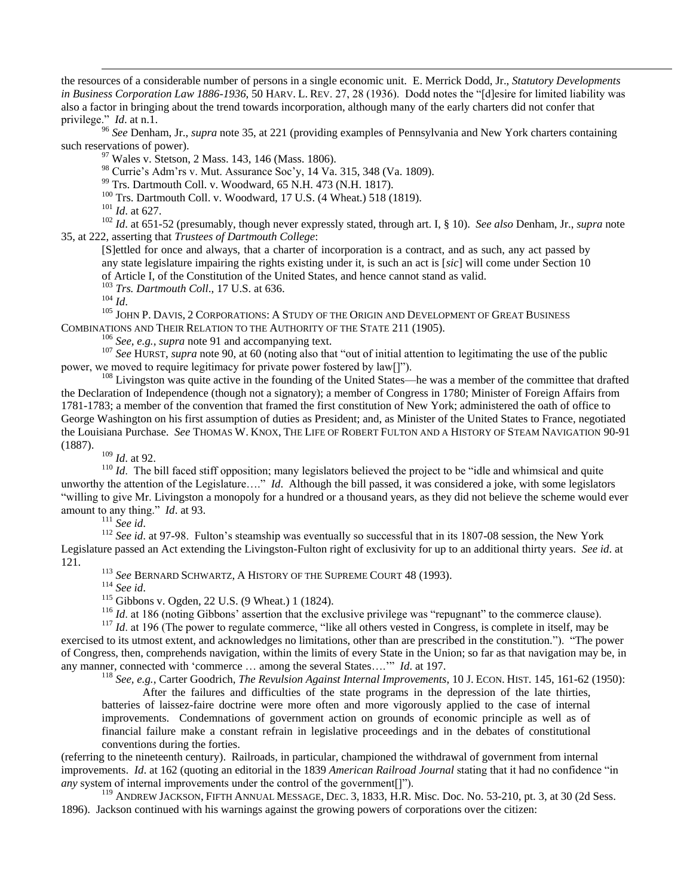the resources of a considerable number of persons in a single economic unit. E. Merrick Dodd, Jr., *Statutory Developments in Business Corporation Law 1886-1936*, 50 HARV. L. REV. 27, 28 (1936). Dodd notes the "[d]esire for limited liability was also a factor in bringing about the trend towards incorporation, although many of the early charters did not confer that privilege." *Id*. at n.1.

[96] *See* Denham, Jr., *supra* note 35, at 221 (providing examples of Pennsylvania and New York charters containing such reservations of power).

[97] Wales v. Stetson, 2 Mass. 143, 146 (Mass. 1806).

[98] Currie's Adm'rs v. Mut. Assurance Soc'y, 14 Va. 315, 348 (Va. 1809).

[99] Trs. Dartmouth Coll. v. Woodward, 65 N.H. 473 (N.H. 1817).

[100] Trs. Dartmouth Coll. v. Woodward, 17 U.S. (4 Wheat.) 518 (1819).

[101] *Id*. at 627.

[102] *Id*. at 651-52 (presumably, though never expressly stated, through art. I, § 10). *See also* Denham, Jr., *supra* note 35, at 222, asserting that *Trustees of Dartmouth College*:

> [S]ettled for once and always, that a charter of incorporation is a contract, and as such, any act passed by any state legislature impairing the rights existing under it, is such an act is [*sic*] will come under Section 10 of Article I, of the Constitution of the United States, and hence cannot stand as valid.

[103] *Trs. Dartmouth Coll*., 17 U.S. at 636.

[104] *Id*.

[105] JOHN P. DAVIS, 2 CORPORATIONS: A STUDY OF THE ORIGIN AND DEVELOPMENT OF GREAT BUSINESS COMBINATIONS AND THEIR RELATION TO THE AUTHORITY OF THE STATE 211 (1905).

[106] *See, e.g.*, *supra* note 91 and accompanying text.

[107] *See* HURST, *supra* note 90, at 60 (noting also that "out of initial attention to legitimating the use of the public power, we moved to require legitimacy for private power fostered by law[]").

[108] Livingston was quite active in the founding of the United States—he was a member of the committee that drafted the Declaration of Independence (though not a signatory); a member of Congress in 1780; Minister of Foreign Affairs from 1781-1783; a member of the convention that framed the first constitution of New York; administered the oath of office to George Washington on his first assumption of duties as President; and, as Minister of the United States to France, negotiated the Louisiana Purchase. *See* THOMAS W. KNOX, THE LIFE OF ROBERT FULTON AND A HISTORY OF STEAM NAVIGATION 90-91 (1887).

[109] *Id*. at 92.

[110] *Id*. The bill faced stiff opposition; many legislators believed the project to be "idle and whimsical and quite unworthy the attention of the Legislature…." *Id*. Although the bill passed, it was considered a joke, with some legislators "willing to give Mr. Livingston a monopoly for a hundred or a thousand years, as they did not believe the scheme would ever amount to any thing." *Id*. at 93.

[111] *See id*.

[112] *See id*. at 97-98. Fulton's steamship was eventually so successful that in its 1807-08 session, the New York Legislature passed an Act extending the Livingston-Fulton right of exclusivity for up to an additional thirty years. *See id*. at 121.

[113] *See* BERNARD SCHWARTZ, A HISTORY OF THE SUPREME COURT 48 (1993).

[114] *See id*.

[115] Gibbons v. Ogden, 22 U.S. (9 Wheat.) 1 (1824).

[116] *Id*. at 186 (noting Gibbons' assertion that the exclusive privilege was "repugnant" to the commerce clause).

[117] *Id*. at 196 (The power to regulate commerce, "like all others vested in Congress, is complete in itself, may be exercised to its utmost extent, and acknowledges no limitations, other than are prescribed in the constitution."). "The power of Congress, then, comprehends navigation, within the limits of every State in the Union; so far as that navigation may be, in any manner, connected with 'commerce … among the several States….'" *Id*. at 197.

[118] *See, e.g.*, Carter Goodrich, *The Revulsion Against Internal Improvements*, 10 J. ECON. HIST. 145, 161-62 (1950):

> After the failures and difficulties of the state programs in the depression of the late thirties, batteries of laissez-faire doctrine were more often and more vigorously applied to the case of internal improvements. Condemnations of government action on grounds of economic principle as well as of financial failure make a constant refrain in legislative proceedings and in the debates of constitutional conventions during the forties.

(referring to the nineteenth century). Railroads, in particular, championed the withdrawal of government from internal improvements. *Id*. at 162 (quoting an editorial in the 1839 *American Railroad Journal* stating that it had no confidence "in *any* system of internal improvements under the control of the government[]").

[119] ANDREW JACKSON, FIFTH ANNUAL MESSAGE, DEC. 3, 1833, H.R. Misc. Doc. No. 53-210, pt. 3, at 30 (2d Sess. 1896). Jackson continued with his warnings against the growing powers of corporations over the citizen: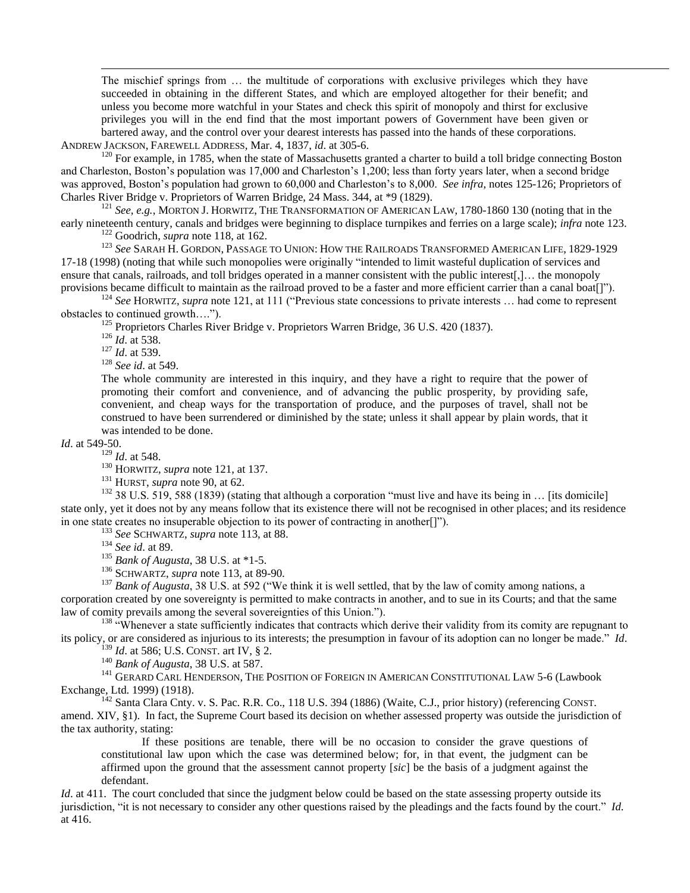> The mischief springs from … the multitude of corporations with exclusive privileges which they have succeeded in obtaining in the different States, and which are employed altogether for their benefit; and unless you become more watchful in your States and check this spirit of monopoly and thirst for exclusive privileges you will in the end find that the most important powers of Government have been given or bartered away, and the control over your dearest interests has passed into the hands of these corporations.

ANDREW JACKSON, FAREWELL ADDRESS, Mar. 4, 1837, *id*. at 305-6.

[120] For example, in 1785, when the state of Massachusetts granted a charter to build a toll bridge connecting Boston and Charleston, Boston's population was 17,000 and Charleston's 1,200; less than forty years later, when a second bridge was approved, Boston's population had grown to 60,000 and Charleston's to 8,000. *See infra*, notes 125-126; Proprietors of Charles River Bridge v. Proprietors of Warren Bridge, 24 Mass. 344, at *9 (1829).

[121] *See, e.g.*, MORTON J. HORWITZ, THE TRANSFORMATION OF AMERICAN LAW, 1780-1860 130 (noting that in the early nineteenth century, canals and bridges were beginning to displace turnpikes and ferries on a large scale); *infra* note 123.

[122] Goodrich, *supra* note 118, at 162.

[123] *See* SARAH H. GORDON, PASSAGE TO UNION: HOW THE RAILROADS TRANSFORMED AMERICAN LIFE, 1829-1929 17-18 (1998) (noting that while such monopolies were originally "intended to limit wasteful duplication of services and ensure that canals, railroads, and toll bridges operated in a manner consistent with the public interest[,]… the monopoly provisions became difficult to maintain as the railroad proved to be a faster and more efficient carrier than a canal boat[]").

[124] *See* HORWITZ, *supra* note 121, at 111 ("Previous state concessions to private interests … had come to represent obstacles to continued growth….").

[125] Proprietors Charles River Bridge v. Proprietors Warren Bridge, 36 U.S. 420 (1837).

[126] *Id*. at 538.

[127] *Id*. at 539.

[128] *See id*. at 549.

> The whole community are interested in this inquiry, and they have a right to require that the power of promoting their comfort and convenience, and of advancing the public prosperity, by providing safe, convenient, and cheap ways for the transportation of produce, and the purposes of travel, shall not be construed to have been surrendered or diminished by the state; unless it shall appear by plain words, that it was intended to be done.

*Id*. at 549-50.

[129] *Id*. at 548.

[130] HORWITZ, *supra* note 121, at 137.

[131] HURST, *supra* note 90, at 62.

[132] 38 U.S. 519, 588 (1839) (stating that although a corporation "must live and have its being in … [its domicile] state only, yet it does not by any means follow that its existence there will not be recognised in other places; and its residence in one state creates no insuperable objection to its power of contracting in another[]").

[133] *See* SCHWARTZ, *supra* note 113, at 88.

[134] *See id*. at 89.

[135] *Bank of Augusta*, 38 U.S. at *1-5.

[136] SCHWARTZ, *supra* note 113, at 89-90.

[137] *Bank of Augusta*, 38 U.S. at 592 ("We think it is well settled, that by the law of comity among nations, a corporation created by one sovereignty is permitted to make contracts in another, and to sue in its Courts; and that the same law of comity prevails among the several sovereignties of this Union.").

[138] "Whenever a state sufficiently indicates that contracts which derive their validity from its comity are repugnant to its policy, or are considered as injurious to its interests; the presumption in favour of its adoption can no longer be made." *Id*.

[139] *Id*. at 586; U.S. CONST. art IV, § 2.

[140] *Bank of Augusta*, 38 U.S. at 587.

[141] GERARD CARL HENDERSON, THE POSITION OF FOREIGN IN AMERICAN CONSTITUTIONAL LAW 5-6 (Lawbook Exchange, Ltd. 1999) (1918).

[142] Santa Clara Cnty. v. S. Pac. R.R. Co., 118 U.S. 394 (1886) (Waite, C.J., prior history) (referencing CONST. amend. XIV, §1). In fact, the Supreme Court based its decision on whether assessed property was outside the jurisdiction of the tax authority, stating:

> If these positions are tenable, there will be no occasion to consider the grave questions of constitutional law upon which the case was determined below; for, in that event, the judgment can be affirmed upon the ground that the assessment cannot property [*sic*] be the basis of a judgment against the defendant.

*Id*. at 411. The court concluded that since the judgment below could be based on the state assessing property outside its jurisdiction, "it is not necessary to consider any other questions raised by the pleadings and the facts found by the court." *Id*. at 416.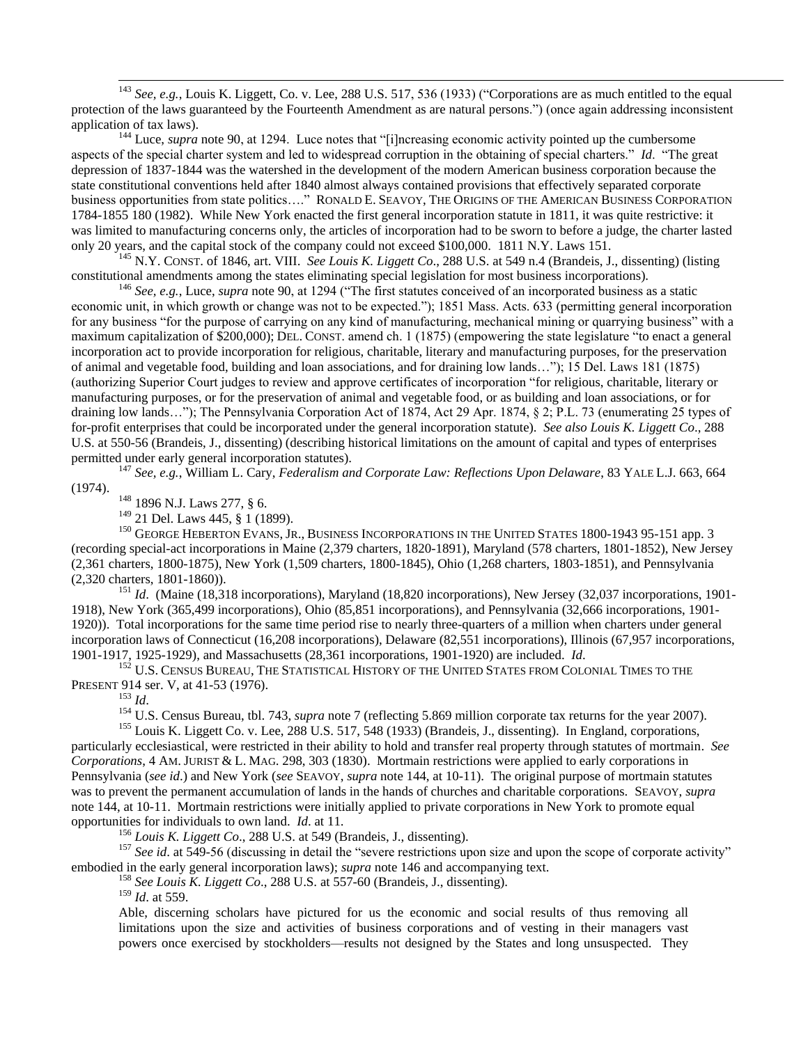[143] *See, e.g.*, Louis K. Liggett, Co. v. Lee, 288 U.S. 517, 536 (1933) ("Corporations are as much entitled to the equal protection of the laws guaranteed by the Fourteenth Amendment as are natural persons.") (once again addressing inconsistent application of tax laws).

[144] Luce, *supra* note 90, at 1294. Luce notes that "[i]ncreasing economic activity pointed up the cumbersome aspects of the special charter system and led to widespread corruption in the obtaining of special charters." *Id*. "The great depression of 1837-1844 was the watershed in the development of the modern American business corporation because the state constitutional conventions held after 1840 almost always contained provisions that effectively separated corporate business opportunities from state politics…." RONALD E. SEAVOY, THE ORIGINS OF THE AMERICAN BUSINESS CORPORATION 1784-1855 180 (1982). While New York enacted the first general incorporation statute in 1811, it was quite restrictive: it was limited to manufacturing concerns only, the articles of incorporation had to be sworn to before a judge, the charter lasted only 20 years, and the capital stock of the company could not exceed $100,000. 1811 N.Y. Laws 151.

[145] N.Y. CONST. of 1846, art. VIII. *See Louis K. Liggett Co*., 288 U.S. at 549 n.4 (Brandeis, J., dissenting) (listing constitutional amendments among the states eliminating special legislation for most business incorporations).

[146] *See, e.g.*, Luce, *supra* note 90, at 1294 ("The first statutes conceived of an incorporated business as a static economic unit, in which growth or change was not to be expected."); 1851 Mass. Acts. 633 (permitting general incorporation for any business "for the purpose of carrying on any kind of manufacturing, mechanical mining or quarrying business" with a maximum capitalization of $200,000); DEL. CONST. amend ch. 1 (1875) (empowering the state legislature "to enact a general incorporation act to provide incorporation for religious, charitable, literary and manufacturing purposes, for the preservation of animal and vegetable food, building and loan associations, and for draining low lands…"); 15 Del. Laws 181 (1875) (authorizing Superior Court judges to review and approve certificates of incorporation "for religious, charitable, literary or manufacturing purposes, or for the preservation of animal and vegetable food, or as building and loan associations, or for draining low lands…"); The Pennsylvania Corporation Act of 1874, Act 29 Apr. 1874, § 2; P.L. 73 (enumerating 25 types of for-profit enterprises that could be incorporated under the general incorporation statute). *See also Louis K. Liggett Co*., 288 U.S. at 550-56 (Brandeis, J., dissenting) (describing historical limitations on the amount of capital and types of enterprises permitted under early general incorporation statutes).

[147] *See, e.g.*, William L. Cary, *Federalism and Corporate Law: Reflections Upon Delaware*, 83 YALE L.J. 663, 664 (1974).

[148] 1896 N.J. Laws 277, § 6.

[149] 21 Del. Laws 445, § 1 (1899).

[150] GEORGE HEBERTON EVANS, JR., BUSINESS INCORPORATIONS IN THE UNITED STATES 1800-1943 95-151 app. 3 (recording special-act incorporations in Maine (2,379 charters, 1820-1891), Maryland (578 charters, 1801-1852), New Jersey (2,361 charters, 1800-1875), New York (1,509 charters, 1800-1845), Ohio (1,268 charters, 1803-1851), and Pennsylvania (2,320 charters, 1801-1860)).

[151] *Id*. (Maine (18,318 incorporations), Maryland (18,820 incorporations), New Jersey (32,037 incorporations, 1901-1918), New York (365,499 incorporations), Ohio (85,851 incorporations), and Pennsylvania (32,666 incorporations, 1901-1920)). Total incorporations for the same time period rise to nearly three-quarters of a million when charters under general incorporation laws of Connecticut (16,208 incorporations), Delaware (82,551 incorporations), Illinois (67,957 incorporations, 1901-1917, 1925-1929), and Massachusetts (28,361 incorporations, 1901-1920) are included. *Id*.

[152] U.S. CENSUS BUREAU, THE STATISTICAL HISTORY OF THE UNITED STATES FROM COLONIAL TIMES TO THE PRESENT 914 ser. V, at 41-53 (1976).

[153] *Id*.

[154] U.S. Census Bureau, tbl. 743, *supra* note 7 (reflecting 5.869 million corporate tax returns for the year 2007).

[155] Louis K. Liggett Co. v. Lee, 288 U.S. 517, 548 (1933) (Brandeis, J., dissenting). In England, corporations, particularly ecclesiastical, were restricted in their ability to hold and transfer real property through statutes of mortmain. *See Corporations*, 4 AM. JURIST & L. MAG. 298, 303 (1830). Mortmain restrictions were applied to early corporations in Pennsylvania (*see id*.) and New York (*see* SEAVOY, *supra* note 144, at 10-11). The original purpose of mortmain statutes was to prevent the permanent accumulation of lands in the hands of churches and charitable corporations. SEAVOY, *supra* note 144, at 10-11. Mortmain restrictions were initially applied to private corporations in New York to promote equal opportunities for individuals to own land. *Id*. at 11.

[156] *Louis K. Liggett Co*., 288 U.S. at 549 (Brandeis, J., dissenting).

[157] *See id*. at 549-56 (discussing in detail the "severe restrictions upon size and upon the scope of corporate activity" embodied in the early general incorporation laws); *supra* note 146 and accompanying text.

[158] *See Louis K. Liggett Co*., 288 U.S. at 557-60 (Brandeis, J., dissenting).

[159] *Id*. at 559.

> Able, discerning scholars have pictured for us the economic and social results of thus removing all limitations upon the size and activities of business corporations and of vesting in their managers vast powers once exercised by stockholders—results not designed by the States and long unsuspected. They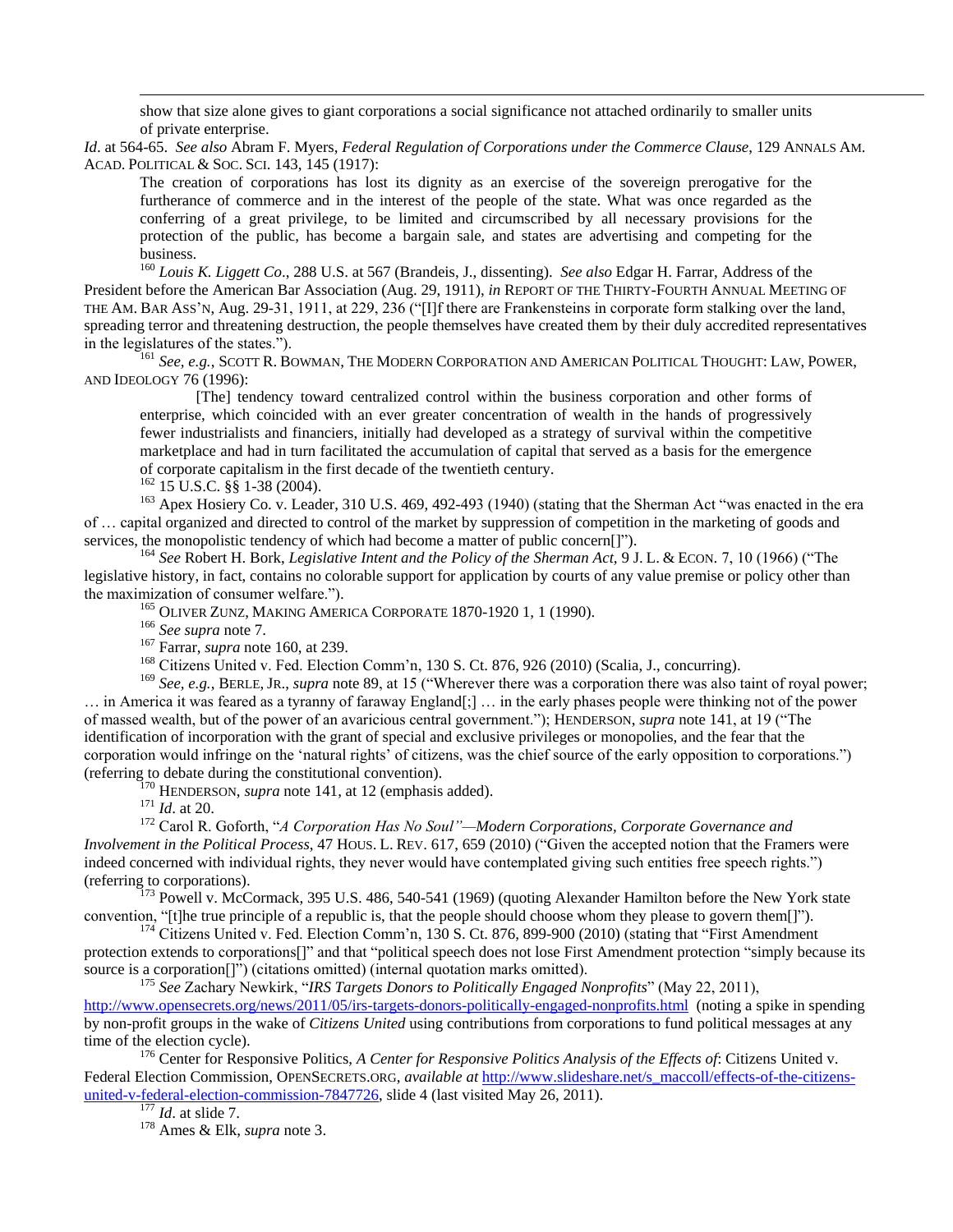> show that size alone gives to giant corporations a social significance not attached ordinarily to smaller units of private enterprise.

*Id*. at 564-65. *See also* Abram F. Myers, *Federal Regulation of Corporations under the Commerce Clause*, 129 ANNALS AM. ACAD. POLITICAL & SOC. SCI. 143, 145 (1917):

> The creation of corporations has lost its dignity as an exercise of the sovereign prerogative for the furtherance of commerce and in the interest of the people of the state. What was once regarded as the conferring of a great privilege, to be limited and circumscribed by all necessary provisions for the protection of the public, has become a bargain sale, and states are advertising and competing for the business.

[160] *Louis K. Liggett Co*., 288 U.S. at 567 (Brandeis, J., dissenting). *See also* Edgar H. Farrar, Address of the President before the American Bar Association (Aug. 29, 1911), *in* REPORT OF THE THIRTY-FOURTH ANNUAL MEETING OF THE AM. BAR ASS'N, Aug. 29-31, 1911, at 229, 236 ("[I]f there are Frankensteins in corporate form stalking over the land, spreading terror and threatening destruction, the people themselves have created them by their duly accredited representatives in the legislatures of the states.").

[161] *See, e.g.*, SCOTT R. BOWMAN, THE MODERN CORPORATION AND AMERICAN POLITICAL THOUGHT: LAW, POWER, AND IDEOLOGY 76 (1996):

> [The] tendency toward centralized control within the business corporation and other forms of enterprise, which coincided with an ever greater concentration of wealth in the hands of progressively fewer industrialists and financiers, initially had developed as a strategy of survival within the competitive marketplace and had in turn facilitated the accumulation of capital that served as a basis for the emergence of corporate capitalism in the first decade of the twentieth century.

[162] 15 U.S.C. §§ 1-38 (2004).

[163] Apex Hosiery Co. v. Leader, 310 U.S. 469, 492-493 (1940) (stating that the Sherman Act "was enacted in the era of … capital organized and directed to control of the market by suppression of competition in the marketing of goods and services, the monopolistic tendency of which had become a matter of public concern[]").

[164] *See* Robert H. Bork, *Legislative Intent and the Policy of the Sherman Act*, 9 J. L. & ECON. 7, 10 (1966) ("The legislative history, in fact, contains no colorable support for application by courts of any value premise or policy other than the maximization of consumer welfare.").

[165] OLIVER ZUNZ, MAKING AMERICA CORPORATE 1870-1920 1, 1 (1990).

[166] *See supra* note 7.

[167] Farrar, *supra* note 160, at 239.

[168] Citizens United v. Fed. Election Comm'n, 130 S. Ct. 876, 926 (2010) (Scalia, J., concurring).

[169] *See, e.g.*, BERLE, JR., *supra* note 89, at 15 ("Wherever there was a corporation there was also taint of royal power; … in America it was feared as a tyranny of faraway England[;] … in the early phases people were thinking not of the power of massed wealth, but of the power of an avaricious central government."); HENDERSON, *supra* note 141, at 19 ("The identification of incorporation with the grant of special and exclusive privileges or monopolies, and the fear that the corporation would infringe on the 'natural rights' of citizens, was the chief source of the early opposition to corporations.") (referring to debate during the constitutional convention).

[170] HENDERSON, *supra* note 141, at 12 (emphasis added).

[171] *Id*. at 20.

[172] Carol R. Goforth, "*A Corporation Has No Soul"—Modern Corporations, Corporate Governance and Involvement in the Political Process*, 47 HOUS. L. REV. 617, 659 (2010) ("Given the accepted notion that the Framers were indeed concerned with individual rights, they never would have contemplated giving such entities free speech rights.") (referring to corporations).

[173] Powell v. McCormack, 395 U.S. 486, 540-541 (1969) (quoting Alexander Hamilton before the New York state convention, "[t]he true principle of a republic is, that the people should choose whom they please to govern them[]").

[174] Citizens United v. Fed. Election Comm'n, 130 S. Ct. 876, 899-900 (2010) (stating that "First Amendment protection extends to corporations[]" and that "political speech does not lose First Amendment protection "simply because its source is a corporation[]") (citations omitted) (internal quotation marks omitted).

[175] *See* Zachary Newkirk, "*IRS Targets Donors to Politically Engaged Nonprofits*" (May 22, 2011), http://www.opensecrets.org/news/2011/05/irs-targets-donors-politically-engaged-nonprofits.html (noting a spike in spending by non-profit groups in the wake of *Citizens United* using contributions from corporations to fund political messages at any time of the election cycle).

[176] Center for Responsive Politics, *A Center for Responsive Politics Analysis of the Effects of*: Citizens United v. Federal Election Commission, OPENSECRETS.ORG, *available at* http://www.slideshare.net/s_maccoll/effects-of-the-citizens-united-v-federal-election-commission-7847726, slide 4 (last visited May 26, 2011).

[177] *Id*. at slide 7.

[178] Ames & Elk, *supra* note 3.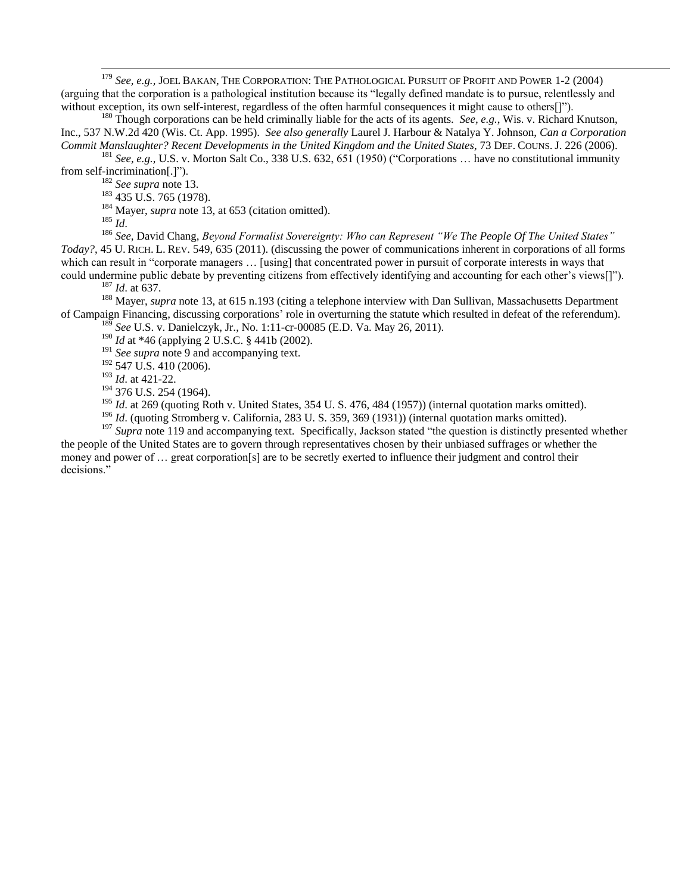[179] *See, e.g.*, JOEL BAKAN, THE CORPORATION: THE PATHOLOGICAL PURSUIT OF PROFIT AND POWER 1-2 (2004) (arguing that the corporation is a pathological institution because its "legally defined mandate is to pursue, relentlessly and without exception, its own self-interest, regardless of the often harmful consequences it might cause to others[]").

[180] Though corporations can be held criminally liable for the acts of its agents. *See, e.g.*, Wis. v. Richard Knutson, Inc., 537 N.W.2d 420 (Wis. Ct. App. 1995). *See also generally* Laurel J. Harbour & Natalya Y. Johnson, *Can a Corporation Commit Manslaughter? Recent Developments in the United Kingdom and the United States*, 73 DEF. COUNS. J. 226 (2006).

[181] *See, e.g.*, U.S. v. Morton Salt Co., 338 U.S. 632, 651 (1950) ("Corporations … have no constitutional immunity from self-incrimination[.]").

[182] *See supra* note 13.

[183] 435 U.S. 765 (1978).

[184] Mayer, *supra* note 13, at 653 (citation omitted).

[185] *Id*.

[186] *See*, David Chang, *Beyond Formalist Sovereignty: Who can Represent "We The People Of The United States" Today?*, 45 U. RICH. L. REV. 549, 635 (2011). (discussing the power of communications inherent in corporations of all forms which can result in "corporate managers … [using] that concentrated power in pursuit of corporate interests in ways that could undermine public debate by preventing citizens from effectively identifying and accounting for each other's views[]").

[187] *Id*. at 637.

[188] Mayer, *supra* note 13, at 615 n.193 (citing a telephone interview with Dan Sullivan, Massachusetts Department of Campaign Financing, discussing corporations' role in overturning the statute which resulted in defeat of the referendum).

[189] *See* U.S. v. Danielczyk, Jr., No. 1:11-cr-00085 (E.D. Va. May 26, 2011).

[190] *Id* at *46 (applying 2 U.S.C. § 441b (2002).

[191] *See supra* note 9 and accompanying text.

[192] 547 U.S. 410 (2006).

[193] *Id*. at 421-22.

[194] 376 U.S. 254 (1964).

[195] *Id*. at 269 (quoting Roth v. United States, 354 U. S. 476, 484 (1957)) (internal quotation marks omitted).

[196] *Id*. (quoting Stromberg v. California, 283 U. S. 359, 369 (1931)) (internal quotation marks omitted).

[197] *Supra* note 119 and accompanying text. Specifically, Jackson stated "the question is distinctly presented whether the people of the United States are to govern through representatives chosen by their unbiased suffrages or whether the money and power of … great corporation[s] are to be secretly exerted to influence their judgment and control their decisions."